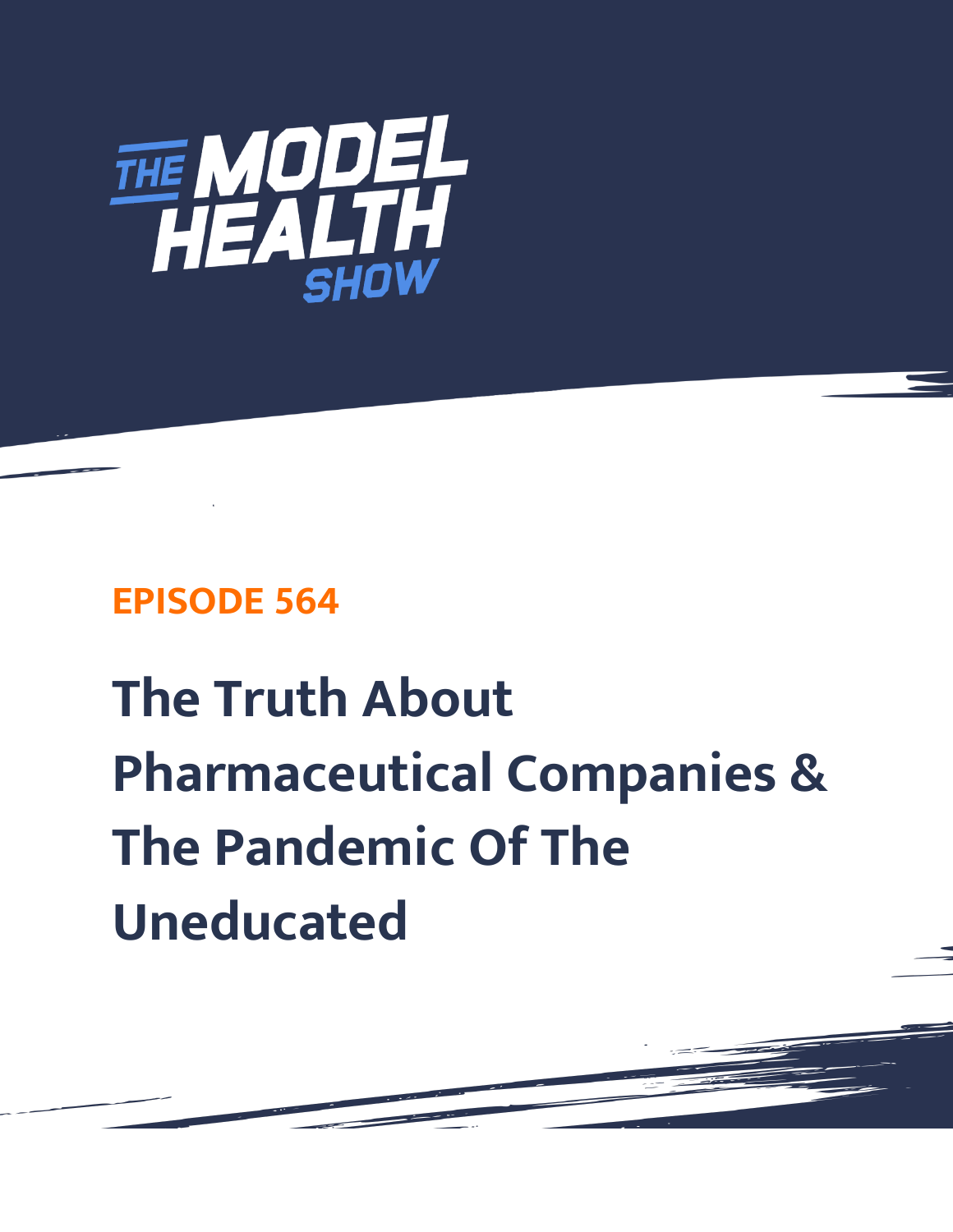# THE MODEL HEALTH SHOW

## EPISODE 564

# The Truth About Pharmaceutical Companies & The Pandemic Of The Uneducated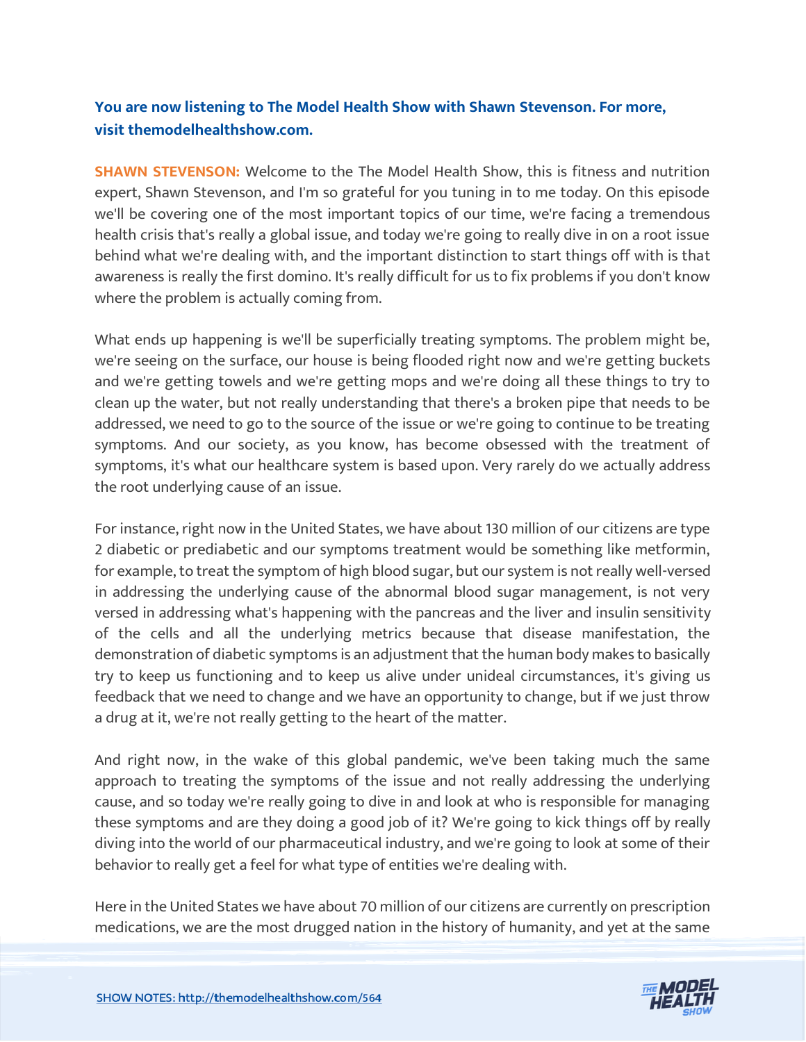**You are now listening to The Model Health Show with Shawn Stevenson. For more, visit themodelhealthshow.com.**

**SHAWN STEVENSON:** Welcome to the The Model Health Show, this is fitness and nutrition expert, Shawn Stevenson, and I'm so grateful for you tuning in to me today. On this episode we'll be covering one of the most important topics of our time, we're facing a tremendous health crisis that's really a global issue, and today we're going to really dive in on a root issue behind what we're dealing with, and the important distinction to start things off with is that awareness is really the first domino. It's really difficult for us to fix problems if you don't know where the problem is actually coming from.

What ends up happening is we'll be superficially treating symptoms. The problem might be, we're seeing on the surface, our house is being flooded right now and we're getting buckets and we're getting towels and we're getting mops and we're doing all these things to try to clean up the water, but not really understanding that there's a broken pipe that needs to be addressed, we need to go to the source of the issue or we're going to continue to be treating symptoms. And our society, as you know, has become obsessed with the treatment of symptoms, it's what our healthcare system is based upon. Very rarely do we actually address the root underlying cause of an issue.

For instance, right now in the United States, we have about 130 million of our citizens are type 2 diabetic or prediabetic and our symptoms treatment would be something like metformin, for example, to treat the symptom of high blood sugar, but our system is not really well-versed in addressing the underlying cause of the abnormal blood sugar management, is not very versed in addressing what's happening with the pancreas and the liver and insulin sensitivity of the cells and all the underlying metrics because that disease manifestation, the demonstration of diabetic symptoms is an adjustment that the human body makes to basically try to keep us functioning and to keep us alive under unideal circumstances, it's giving us feedback that we need to change and we have an opportunity to change, but if we just throw a drug at it, we're not really getting to the heart of the matter.

And right now, in the wake of this global pandemic, we've been taking much the same approach to treating the symptoms of the issue and not really addressing the underlying cause, and so today we're really going to dive in and look at who is responsible for managing these symptoms and are they doing a good job of it? We're going to kick things off by really diving into the world of our pharmaceutical industry, and we're going to look at some of their behavior to really get a feel for what type of entities we're dealing with.

Here in the United States we have about 70 million of our citizens are currently on prescription medications, we are the most drugged nation in the history of humanity, and yet at the same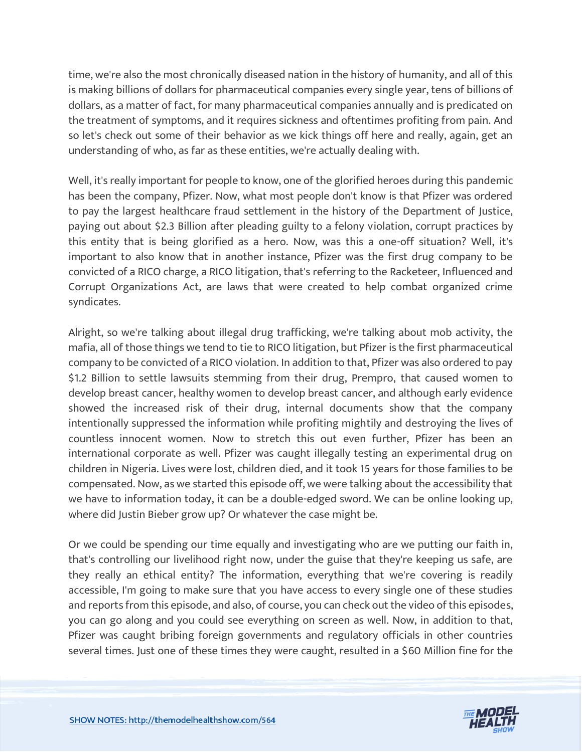time, we're also the most chronically diseased nation in the history of humanity, and all of this is making billions of dollars for pharmaceutical companies every single year, tens of billions of dollars, as a matter of fact, for many pharmaceutical companies annually and is predicated on the treatment of symptoms, and it requires sickness and oftentimes profiting from pain. And so let's check out some of their behavior as we kick things off here and really, again, get an understanding of who, as far as these entities, we're actually dealing with.

Well, it's really important for people to know, one of the glorified heroes during this pandemic has been the company, Pfizer. Now, what most people don't know is that Pfizer was ordered to pay the largest healthcare fraud settlement in the history of the Department of Justice, paying out about $2.3 Billion after pleading guilty to a felony violation, corrupt practices by this entity that is being glorified as a hero. Now, was this a one-off situation? Well, it's important to also know that in another instance, Pfizer was the first drug company to be convicted of a RICO charge, a RICO litigation, that's referring to the Racketeer, Influenced and Corrupt Organizations Act, are laws that were created to help combat organized crime syndicates.

Alright, so we're talking about illegal drug trafficking, we're talking about mob activity, the mafia, all of those things we tend to tie to RICO litigation, but Pfizer is the first pharmaceutical company to be convicted of a RICO violation. In addition to that, Pfizer was also ordered to pay $1.2 Billion to settle lawsuits stemming from their drug, Prempro, that caused women to develop breast cancer, healthy women to develop breast cancer, and although early evidence showed the increased risk of their drug, internal documents show that the company intentionally suppressed the information while profiting mightily and destroying the lives of countless innocent women. Now to stretch this out even further, Pfizer has been an international corporate as well. Pfizer was caught illegally testing an experimental drug on children in Nigeria. Lives were lost, children died, and it took 15 years for those families to be compensated. Now, as we started this episode off, we were talking about the accessibility that we have to information today, it can be a double-edged sword. We can be online looking up, where did Justin Bieber grow up? Or whatever the case might be.

Or we could be spending our time equally and investigating who are we putting our faith in, that's controlling our livelihood right now, under the guise that they're keeping us safe, are they really an ethical entity? The information, everything that we're covering is readily accessible, I'm going to make sure that you have access to every single one of these studies and reports from this episode, and also, of course, you can check out the video of this episodes, you can go along and you could see everything on screen as well. Now, in addition to that, Pfizer was caught bribing foreign governments and regulatory officials in other countries several times. Just one of these times they were caught, resulted in a $60 Million fine for the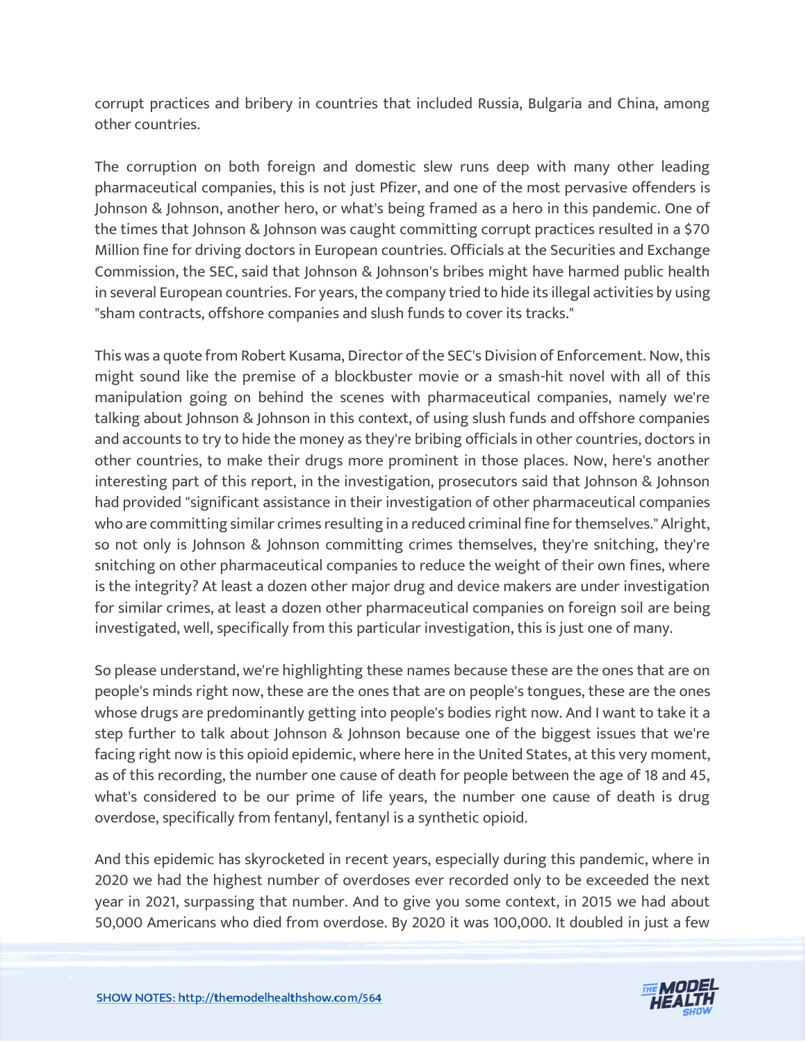corrupt practices and bribery in countries that included Russia, Bulgaria and China, among other countries.

The corruption on both foreign and domestic slew runs deep with many other leading pharmaceutical companies, this is not just Pfizer, and one of the most pervasive offenders is Johnson & Johnson, another hero, or what's being framed as a hero in this pandemic. One of the times that Johnson & Johnson was caught committing corrupt practices resulted in a $70 Million fine for driving doctors in European countries. Officials at the Securities and Exchange Commission, the SEC, said that Johnson & Johnson's bribes might have harmed public health in several European countries. For years, the company tried to hide its illegal activities by using "sham contracts, offshore companies and slush funds to cover its tracks."

This was a quote from Robert Kusama, Director of the SEC's Division of Enforcement. Now, this might sound like the premise of a blockbuster movie or a smash-hit novel with all of this manipulation going on behind the scenes with pharmaceutical companies, namely we're talking about Johnson & Johnson in this context, of using slush funds and offshore companies and accounts to try to hide the money as they're bribing officials in other countries, doctors in other countries, to make their drugs more prominent in those places. Now, here's another interesting part of this report, in the investigation, prosecutors said that Johnson & Johnson had provided "significant assistance in their investigation of other pharmaceutical companies who are committing similar crimes resulting in a reduced criminal fine for themselves." Alright, so not only is Johnson & Johnson committing crimes themselves, they're snitching, they're snitching on other pharmaceutical companies to reduce the weight of their own fines, where is the integrity? At least a dozen other major drug and device makers are under investigation for similar crimes, at least a dozen other pharmaceutical companies on foreign soil are being investigated, well, specifically from this particular investigation, this is just one of many.

So please understand, we're highlighting these names because these are the ones that are on people's minds right now, these are the ones that are on people's tongues, these are the ones whose drugs are predominantly getting into people's bodies right now. And I want to take it a step further to talk about Johnson & Johnson because one of the biggest issues that we're facing right now is this opioid epidemic, where here in the United States, at this very moment, as of this recording, the number one cause of death for people between the age of 18 and 45, what's considered to be our prime of life years, the number one cause of death is drug overdose, specifically from fentanyl, fentanyl is a synthetic opioid.

And this epidemic has skyrocketed in recent years, especially during this pandemic, where in 2020 we had the highest number of overdoses ever recorded only to be exceeded the next year in 2021, surpassing that number. And to give you some context, in 2015 we had about 50,000 Americans who died from overdose. By 2020 it was 100,000. It doubled in just a few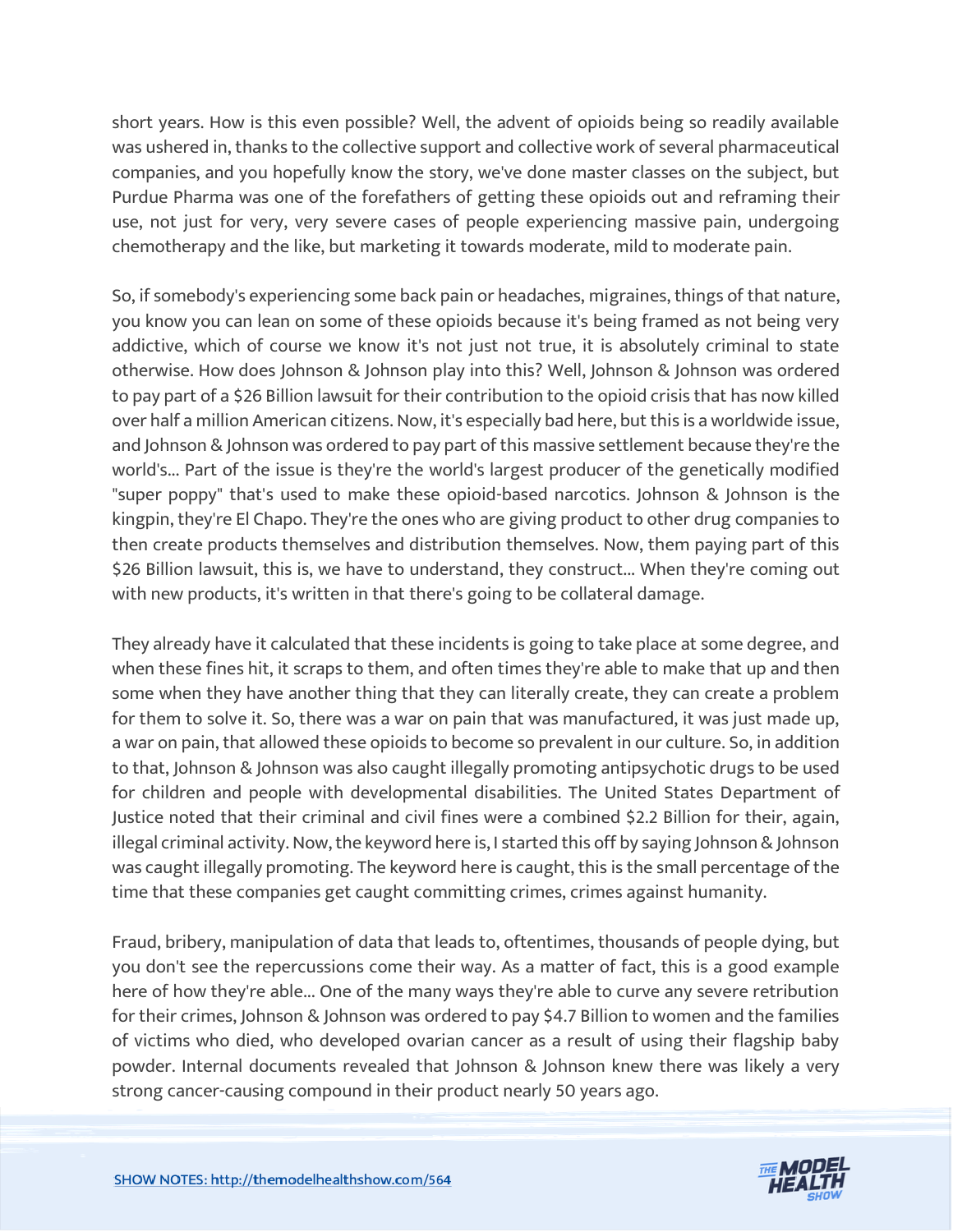short years. How is this even possible? Well, the advent of opioids being so readily available was ushered in, thanks to the collective support and collective work of several pharmaceutical companies, and you hopefully know the story, we've done master classes on the subject, but Purdue Pharma was one of the forefathers of getting these opioids out and reframing their use, not just for very, very severe cases of people experiencing massive pain, undergoing chemotherapy and the like, but marketing it towards moderate, mild to moderate pain.

So, if somebody's experiencing some back pain or headaches, migraines, things of that nature, you know you can lean on some of these opioids because it's being framed as not being very addictive, which of course we know it's not just not true, it is absolutely criminal to state otherwise. How does Johnson & Johnson play into this? Well, Johnson & Johnson was ordered to pay part of a $26 Billion lawsuit for their contribution to the opioid crisis that has now killed over half a million American citizens. Now, it's especially bad here, but this is a worldwide issue, and Johnson & Johnson was ordered to pay part of this massive settlement because they're the world's... Part of the issue is they're the world's largest producer of the genetically modified "super poppy" that's used to make these opioid-based narcotics. Johnson & Johnson is the kingpin, they're El Chapo. They're the ones who are giving product to other drug companies to then create products themselves and distribution themselves. Now, them paying part of this $26 Billion lawsuit, this is, we have to understand, they construct... When they're coming out with new products, it's written in that there's going to be collateral damage.

They already have it calculated that these incidents is going to take place at some degree, and when these fines hit, it scraps to them, and often times they're able to make that up and then some when they have another thing that they can literally create, they can create a problem for them to solve it. So, there was a war on pain that was manufactured, it was just made up, a war on pain, that allowed these opioids to become so prevalent in our culture. So, in addition to that, Johnson & Johnson was also caught illegally promoting antipsychotic drugs to be used for children and people with developmental disabilities. The United States Department of Justice noted that their criminal and civil fines were a combined $2.2 Billion for their, again, illegal criminal activity. Now, the keyword here is, I started this off by saying Johnson & Johnson was caught illegally promoting. The keyword here is caught, this is the small percentage of the time that these companies get caught committing crimes, crimes against humanity.

Fraud, bribery, manipulation of data that leads to, oftentimes, thousands of people dying, but you don't see the repercussions come their way. As a matter of fact, this is a good example here of how they're able... One of the many ways they're able to curve any severe retribution for their crimes, Johnson & Johnson was ordered to pay $4.7 Billion to women and the families of victims who died, who developed ovarian cancer as a result of using their flagship baby powder. Internal documents revealed that Johnson & Johnson knew there was likely a very strong cancer-causing compound in their product nearly 50 years ago.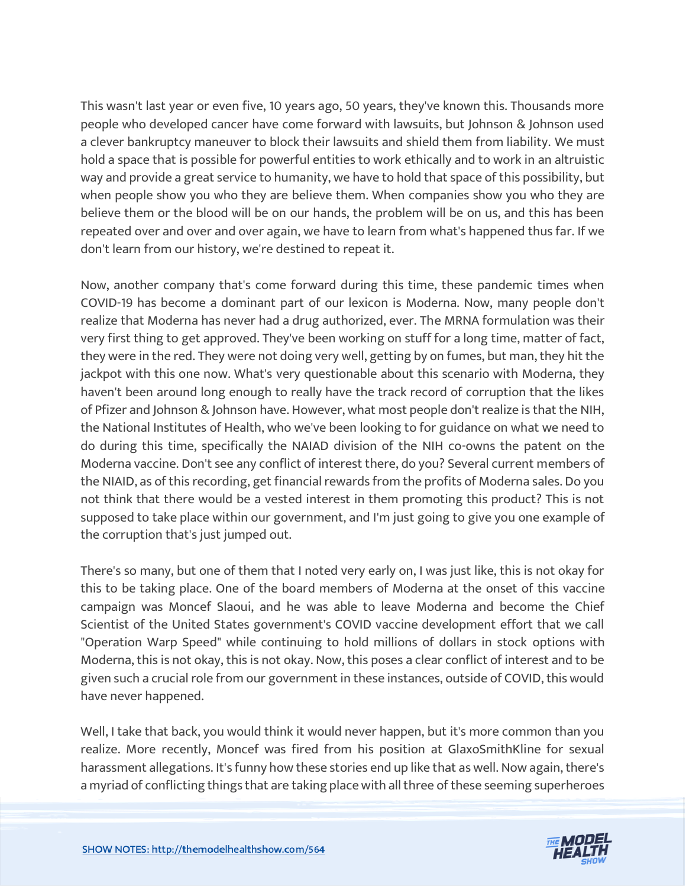This wasn't last year or even five, 10 years ago, 50 years, they've known this. Thousands more people who developed cancer have come forward with lawsuits, but Johnson & Johnson used a clever bankruptcy maneuver to block their lawsuits and shield them from liability. We must hold a space that is possible for powerful entities to work ethically and to work in an altruistic way and provide a great service to humanity, we have to hold that space of this possibility, but when people show you who they are believe them. When companies show you who they are believe them or the blood will be on our hands, the problem will be on us, and this has been repeated over and over and over again, we have to learn from what's happened thus far. If we don't learn from our history, we're destined to repeat it.

Now, another company that's come forward during this time, these pandemic times when COVID-19 has become a dominant part of our lexicon is Moderna. Now, many people don't realize that Moderna has never had a drug authorized, ever. The MRNA formulation was their very first thing to get approved. They've been working on stuff for a long time, matter of fact, they were in the red. They were not doing very well, getting by on fumes, but man, they hit the jackpot with this one now. What's very questionable about this scenario with Moderna, they haven't been around long enough to really have the track record of corruption that the likes of Pfizer and Johnson & Johnson have. However, what most people don't realize is that the NIH, the National Institutes of Health, who we've been looking to for guidance on what we need to do during this time, specifically the NAIAD division of the NIH co-owns the patent on the Moderna vaccine. Don't see any conflict of interest there, do you? Several current members of the NIAID, as of this recording, get financial rewards from the profits of Moderna sales. Do you not think that there would be a vested interest in them promoting this product? This is not supposed to take place within our government, and I'm just going to give you one example of the corruption that's just jumped out.

There's so many, but one of them that I noted very early on, I was just like, this is not okay for this to be taking place. One of the board members of Moderna at the onset of this vaccine campaign was Moncef Slaoui, and he was able to leave Moderna and become the Chief Scientist of the United States government's COVID vaccine development effort that we call "Operation Warp Speed" while continuing to hold millions of dollars in stock options with Moderna, this is not okay, this is not okay. Now, this poses a clear conflict of interest and to be given such a crucial role from our government in these instances, outside of COVID, this would have never happened.

Well, I take that back, you would think it would never happen, but it's more common than you realize. More recently, Moncef was fired from his position at GlaxoSmithKline for sexual harassment allegations. It's funny how these stories end up like that as well. Now again, there's a myriad of conflicting things that are taking place with all three of these seeming superheroes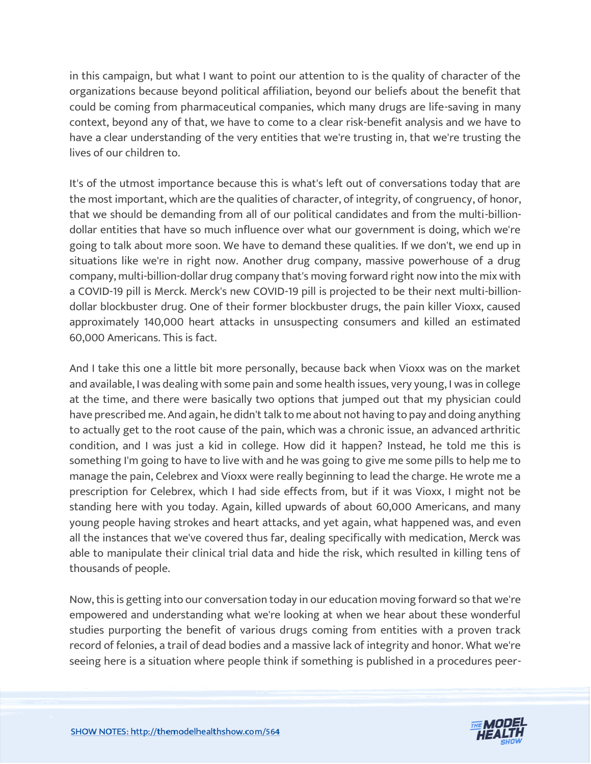in this campaign, but what I want to point our attention to is the quality of character of the organizations because beyond political affiliation, beyond our beliefs about the benefit that could be coming from pharmaceutical companies, which many drugs are life-saving in many context, beyond any of that, we have to come to a clear risk-benefit analysis and we have to have a clear understanding of the very entities that we're trusting in, that we're trusting the lives of our children to.

It's of the utmost importance because this is what's left out of conversations today that are the most important, which are the qualities of character, of integrity, of congruency, of honor, that we should be demanding from all of our political candidates and from the multi-billion-dollar entities that have so much influence over what our government is doing, which we're going to talk about more soon. We have to demand these qualities. If we don't, we end up in situations like we're in right now. Another drug company, massive powerhouse of a drug company, multi-billion-dollar drug company that's moving forward right now into the mix with a COVID-19 pill is Merck. Merck's new COVID-19 pill is projected to be their next multi-billion-dollar blockbuster drug. One of their former blockbuster drugs, the pain killer Vioxx, caused approximately 140,000 heart attacks in unsuspecting consumers and killed an estimated 60,000 Americans. This is fact.

And I take this one a little bit more personally, because back when Vioxx was on the market and available, I was dealing with some pain and some health issues, very young, I was in college at the time, and there were basically two options that jumped out that my physician could have prescribed me. And again, he didn't talk to me about not having to pay and doing anything to actually get to the root cause of the pain, which was a chronic issue, an advanced arthritic condition, and I was just a kid in college. How did it happen? Instead, he told me this is something I'm going to have to live with and he was going to give me some pills to help me to manage the pain, Celebrex and Vioxx were really beginning to lead the charge. He wrote me a prescription for Celebrex, which I had side effects from, but if it was Vioxx, I might not be standing here with you today. Again, killed upwards of about 60,000 Americans, and many young people having strokes and heart attacks, and yet again, what happened was, and even all the instances that we've covered thus far, dealing specifically with medication, Merck was able to manipulate their clinical trial data and hide the risk, which resulted in killing tens of thousands of people.

Now, this is getting into our conversation today in our education moving forward so that we're empowered and understanding what we're looking at when we hear about these wonderful studies purporting the benefit of various drugs coming from entities with a proven track record of felonies, a trail of dead bodies and a massive lack of integrity and honor. What we're seeing here is a situation where people think if something is published in a procedures peer-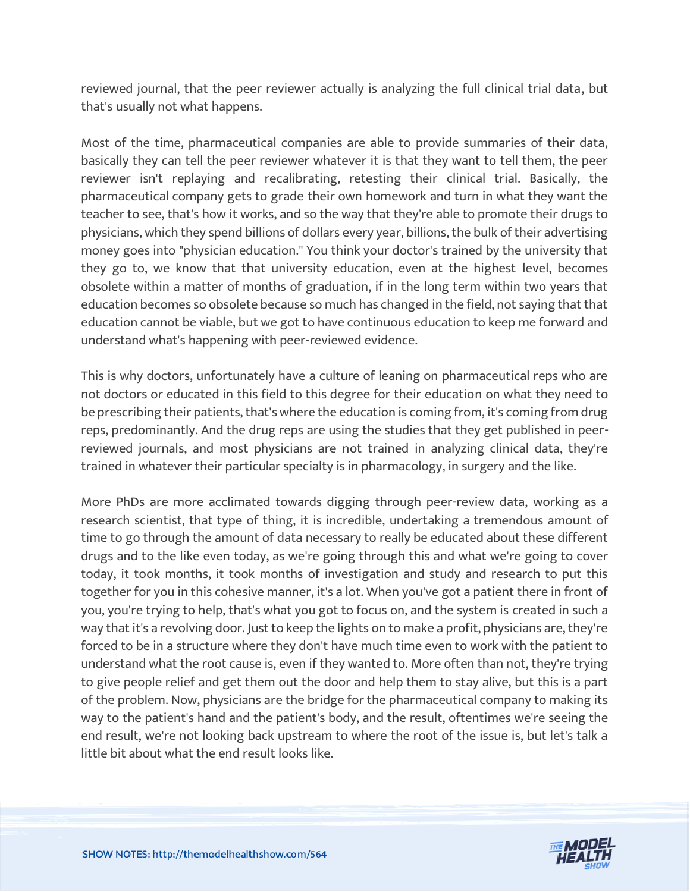reviewed journal, that the peer reviewer actually is analyzing the full clinical trial data, but that's usually not what happens.

Most of the time, pharmaceutical companies are able to provide summaries of their data, basically they can tell the peer reviewer whatever it is that they want to tell them, the peer reviewer isn't replaying and recalibrating, retesting their clinical trial. Basically, the pharmaceutical company gets to grade their own homework and turn in what they want the teacher to see, that's how it works, and so the way that they're able to promote their drugs to physicians, which they spend billions of dollars every year, billions, the bulk of their advertising money goes into "physician education." You think your doctor's trained by the university that they go to, we know that that university education, even at the highest level, becomes obsolete within a matter of months of graduation, if in the long term within two years that education becomes so obsolete because so much has changed in the field, not saying that that education cannot be viable, but we got to have continuous education to keep me forward and understand what's happening with peer-reviewed evidence.

This is why doctors, unfortunately have a culture of leaning on pharmaceutical reps who are not doctors or educated in this field to this degree for their education on what they need to be prescribing their patients, that's where the education is coming from, it's coming from drug reps, predominantly. And the drug reps are using the studies that they get published in peer-reviewed journals, and most physicians are not trained in analyzing clinical data, they're trained in whatever their particular specialty is in pharmacology, in surgery and the like.

More PhDs are more acclimated towards digging through peer-review data, working as a research scientist, that type of thing, it is incredible, undertaking a tremendous amount of time to go through the amount of data necessary to really be educated about these different drugs and to the like even today, as we're going through this and what we're going to cover today, it took months, it took months of investigation and study and research to put this together for you in this cohesive manner, it's a lot. When you've got a patient there in front of you, you're trying to help, that's what you got to focus on, and the system is created in such a way that it's a revolving door. Just to keep the lights on to make a profit, physicians are, they're forced to be in a structure where they don't have much time even to work with the patient to understand what the root cause is, even if they wanted to. More often than not, they're trying to give people relief and get them out the door and help them to stay alive, but this is a part of the problem. Now, physicians are the bridge for the pharmaceutical company to making its way to the patient's hand and the patient's body, and the result, oftentimes we're seeing the end result, we're not looking back upstream to where the root of the issue is, but let's talk a little bit about what the end result looks like.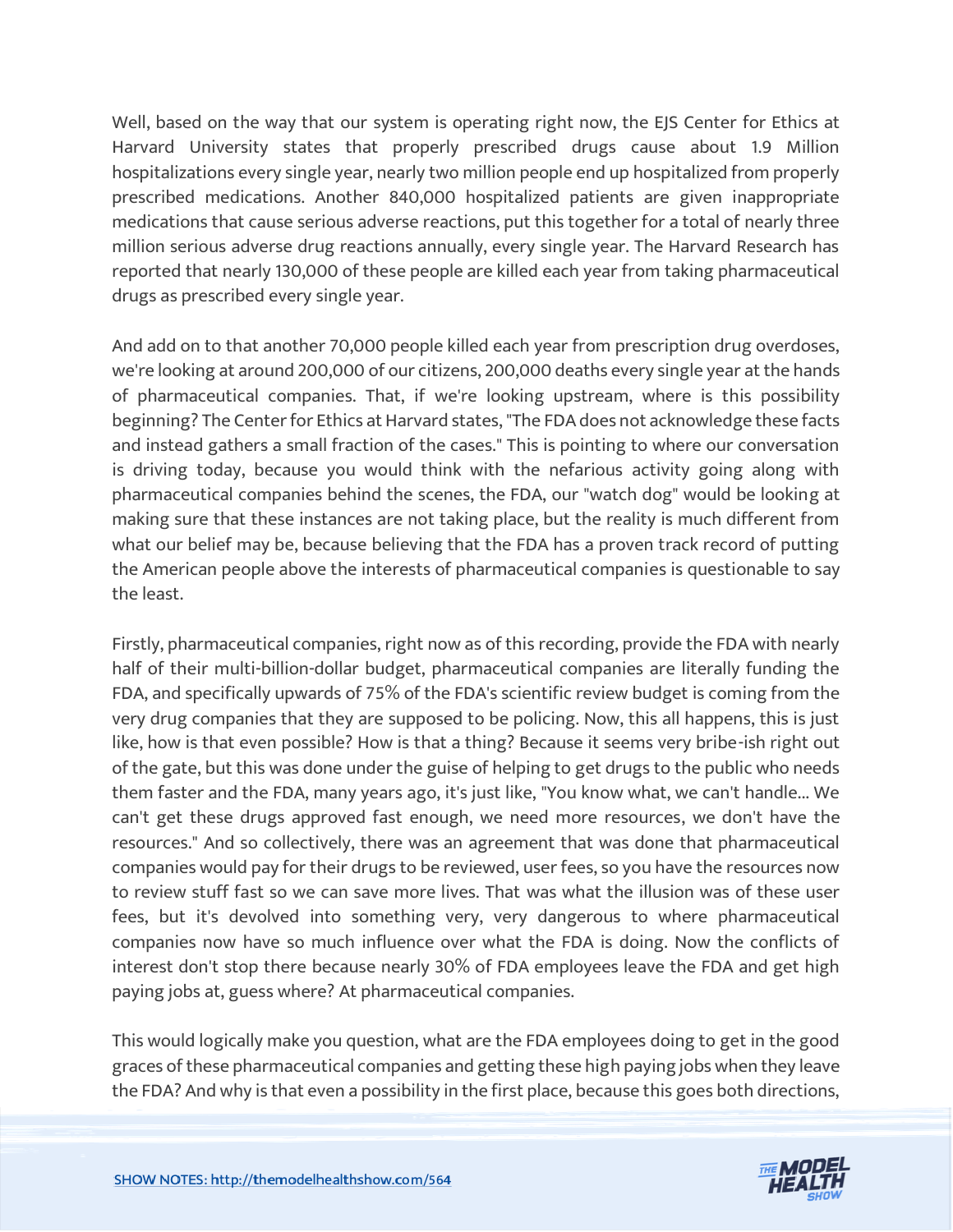Well, based on the way that our system is operating right now, the EJS Center for Ethics at Harvard University states that properly prescribed drugs cause about 1.9 Million hospitalizations every single year, nearly two million people end up hospitalized from properly prescribed medications. Another 840,000 hospitalized patients are given inappropriate medications that cause serious adverse reactions, put this together for a total of nearly three million serious adverse drug reactions annually, every single year. The Harvard Research has reported that nearly 130,000 of these people are killed each year from taking pharmaceutical drugs as prescribed every single year.

And add on to that another 70,000 people killed each year from prescription drug overdoses, we're looking at around 200,000 of our citizens, 200,000 deaths every single year at the hands of pharmaceutical companies. That, if we're looking upstream, where is this possibility beginning? The Center for Ethics at Harvard states, "The FDA does not acknowledge these facts and instead gathers a small fraction of the cases." This is pointing to where our conversation is driving today, because you would think with the nefarious activity going along with pharmaceutical companies behind the scenes, the FDA, our "watch dog" would be looking at making sure that these instances are not taking place, but the reality is much different from what our belief may be, because believing that the FDA has a proven track record of putting the American people above the interests of pharmaceutical companies is questionable to say the least.

Firstly, pharmaceutical companies, right now as of this recording, provide the FDA with nearly half of their multi-billion-dollar budget, pharmaceutical companies are literally funding the FDA, and specifically upwards of 75% of the FDA's scientific review budget is coming from the very drug companies that they are supposed to be policing. Now, this all happens, this is just like, how is that even possible? How is that a thing? Because it seems very bribe-ish right out of the gate, but this was done under the guise of helping to get drugs to the public who needs them faster and the FDA, many years ago, it's just like, "You know what, we can't handle... We can't get these drugs approved fast enough, we need more resources, we don't have the resources." And so collectively, there was an agreement that was done that pharmaceutical companies would pay for their drugs to be reviewed, user fees, so you have the resources now to review stuff fast so we can save more lives. That was what the illusion was of these user fees, but it's devolved into something very, very dangerous to where pharmaceutical companies now have so much influence over what the FDA is doing. Now the conflicts of interest don't stop there because nearly 30% of FDA employees leave the FDA and get high paying jobs at, guess where? At pharmaceutical companies.

This would logically make you question, what are the FDA employees doing to get in the good graces of these pharmaceutical companies and getting these high paying jobs when they leave the FDA? And why is that even a possibility in the first place, because this goes both directions,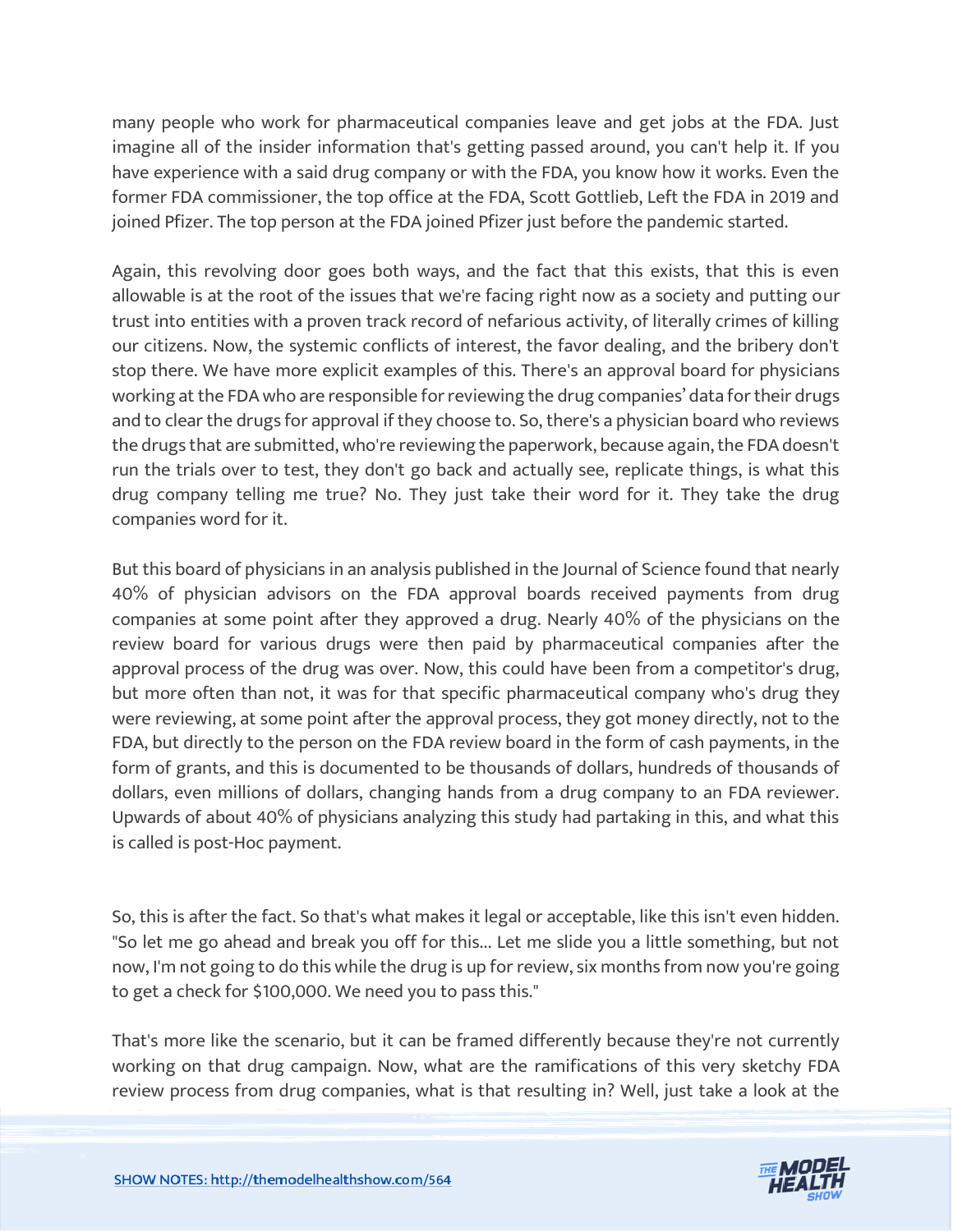many people who work for pharmaceutical companies leave and get jobs at the FDA. Just imagine all of the insider information that's getting passed around, you can't help it. If you have experience with a said drug company or with the FDA, you know how it works. Even the former FDA commissioner, the top office at the FDA, Scott Gottlieb, Left the FDA in 2019 and joined Pfizer. The top person at the FDA joined Pfizer just before the pandemic started.

Again, this revolving door goes both ways, and the fact that this exists, that this is even allowable is at the root of the issues that we're facing right now as a society and putting our trust into entities with a proven track record of nefarious activity, of literally crimes of killing our citizens. Now, the systemic conflicts of interest, the favor dealing, and the bribery don't stop there. We have more explicit examples of this. There's an approval board for physicians working at the FDA who are responsible for reviewing the drug companies' data for their drugs and to clear the drugs for approval if they choose to. So, there's a physician board who reviews the drugs that are submitted, who're reviewing the paperwork, because again, the FDA doesn't run the trials over to test, they don't go back and actually see, replicate things, is what this drug company telling me true? No. They just take their word for it. They take the drug companies word for it.

But this board of physicians in an analysis published in the Journal of Science found that nearly 40% of physician advisors on the FDA approval boards received payments from drug companies at some point after they approved a drug. Nearly 40% of the physicians on the review board for various drugs were then paid by pharmaceutical companies after the approval process of the drug was over. Now, this could have been from a competitor's drug, but more often than not, it was for that specific pharmaceutical company who's drug they were reviewing, at some point after the approval process, they got money directly, not to the FDA, but directly to the person on the FDA review board in the form of cash payments, in the form of grants, and this is documented to be thousands of dollars, hundreds of thousands of dollars, even millions of dollars, changing hands from a drug company to an FDA reviewer. Upwards of about 40% of physicians analyzing this study had partaking in this, and what this is called is post-Hoc payment.

So, this is after the fact. So that's what makes it legal or acceptable, like this isn't even hidden. "So let me go ahead and break you off for this... Let me slide you a little something, but not now, I'm not going to do this while the drug is up for review, six months from now you're going to get a check for $100,000. We need you to pass this."

That's more like the scenario, but it can be framed differently because they're not currently working on that drug campaign. Now, what are the ramifications of this very sketchy FDA review process from drug companies, what is that resulting in? Well, just take a look at the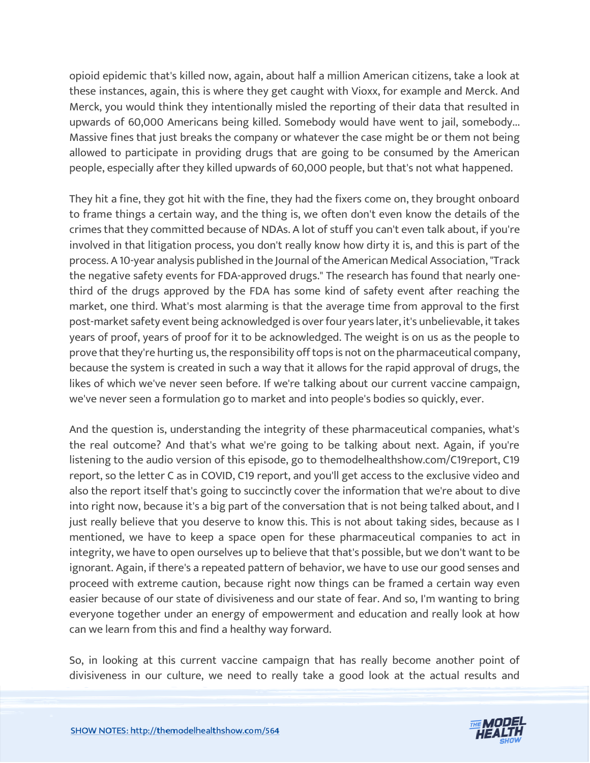opioid epidemic that's killed now, again, about half a million American citizens, take a look at these instances, again, this is where they get caught with Vioxx, for example and Merck. And Merck, you would think they intentionally misled the reporting of their data that resulted in upwards of 60,000 Americans being killed. Somebody would have went to jail, somebody... Massive fines that just breaks the company or whatever the case might be or them not being allowed to participate in providing drugs that are going to be consumed by the American people, especially after they killed upwards of 60,000 people, but that's not what happened.

They hit a fine, they got hit with the fine, they had the fixers come on, they brought onboard to frame things a certain way, and the thing is, we often don't even know the details of the crimes that they committed because of NDAs. A lot of stuff you can't even talk about, if you're involved in that litigation process, you don't really know how dirty it is, and this is part of the process. A 10-year analysis published in the Journal of the American Medical Association, "Track the negative safety events for FDA-approved drugs." The research has found that nearly one-third of the drugs approved by the FDA has some kind of safety event after reaching the market, one third. What's most alarming is that the average time from approval to the first post-market safety event being acknowledged is over four years later, it's unbelievable, it takes years of proof, years of proof for it to be acknowledged. The weight is on us as the people to prove that they're hurting us, the responsibility off tops is not on the pharmaceutical company, because the system is created in such a way that it allows for the rapid approval of drugs, the likes of which we've never seen before. If we're talking about our current vaccine campaign, we've never seen a formulation go to market and into people's bodies so quickly, ever.

And the question is, understanding the integrity of these pharmaceutical companies, what's the real outcome? And that's what we're going to be talking about next. Again, if you're listening to the audio version of this episode, go to themodelhealthshow.com/C19report, C19 report, so the letter C as in COVID, C19 report, and you'll get access to the exclusive video and also the report itself that's going to succinctly cover the information that we're about to dive into right now, because it's a big part of the conversation that is not being talked about, and I just really believe that you deserve to know this. This is not about taking sides, because as I mentioned, we have to keep a space open for these pharmaceutical companies to act in integrity, we have to open ourselves up to believe that that's possible, but we don't want to be ignorant. Again, if there's a repeated pattern of behavior, we have to use our good senses and proceed with extreme caution, because right now things can be framed a certain way even easier because of our state of divisiveness and our state of fear. And so, I'm wanting to bring everyone together under an energy of empowerment and education and really look at how can we learn from this and find a healthy way forward.

So, in looking at this current vaccine campaign that has really become another point of divisiveness in our culture, we need to really take a good look at the actual results and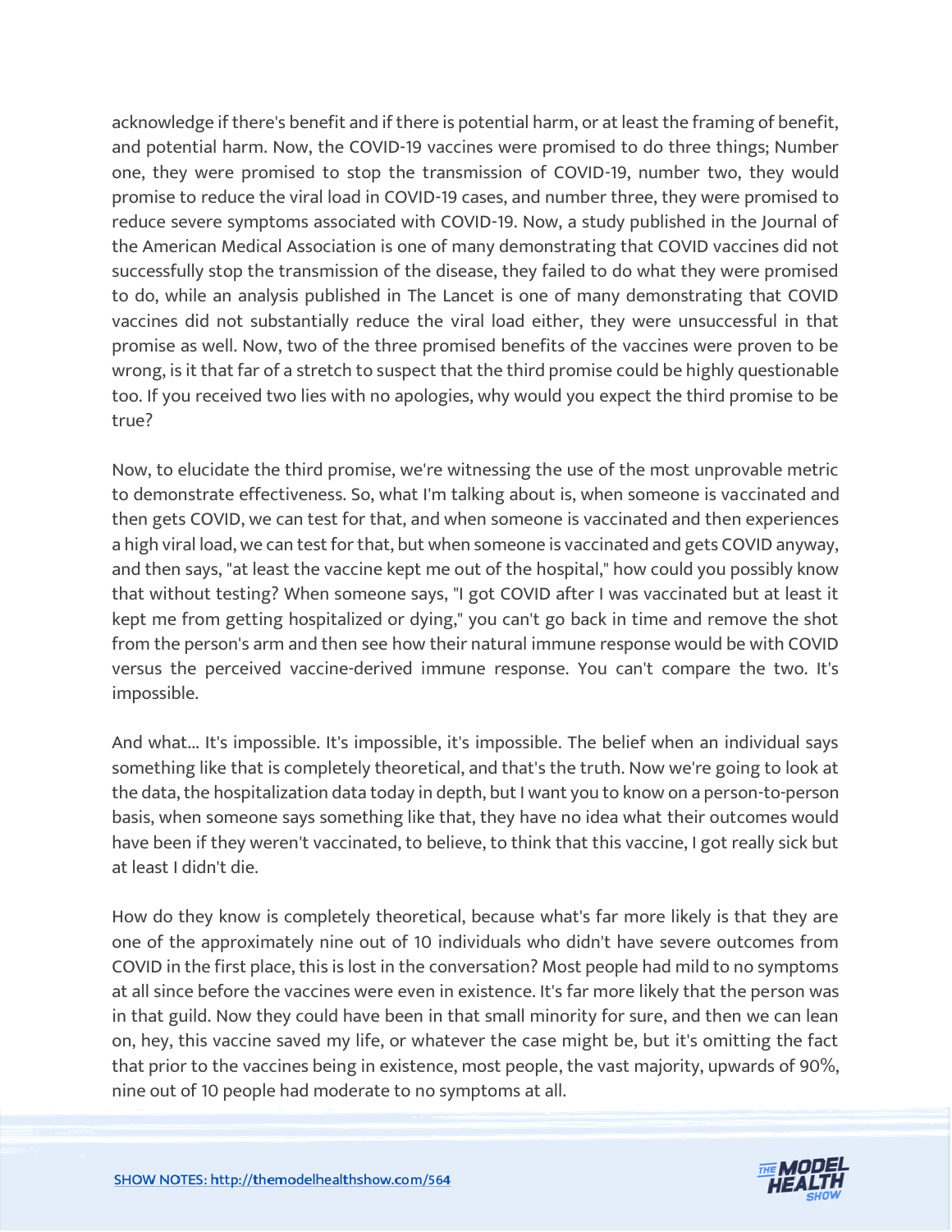acknowledge if there's benefit and if there is potential harm, or at least the framing of benefit, and potential harm. Now, the COVID-19 vaccines were promised to do three things; Number one, they were promised to stop the transmission of COVID-19, number two, they would promise to reduce the viral load in COVID-19 cases, and number three, they were promised to reduce severe symptoms associated with COVID-19. Now, a study published in the Journal of the American Medical Association is one of many demonstrating that COVID vaccines did not successfully stop the transmission of the disease, they failed to do what they were promised to do, while an analysis published in The Lancet is one of many demonstrating that COVID vaccines did not substantially reduce the viral load either, they were unsuccessful in that promise as well. Now, two of the three promised benefits of the vaccines were proven to be wrong, is it that far of a stretch to suspect that the third promise could be highly questionable too. If you received two lies with no apologies, why would you expect the third promise to be true?

Now, to elucidate the third promise, we're witnessing the use of the most unprovable metric to demonstrate effectiveness. So, what I'm talking about is, when someone is vaccinated and then gets COVID, we can test for that, and when someone is vaccinated and then experiences a high viral load, we can test for that, but when someone is vaccinated and gets COVID anyway, and then says, "at least the vaccine kept me out of the hospital," how could you possibly know that without testing? When someone says, "I got COVID after I was vaccinated but at least it kept me from getting hospitalized or dying," you can't go back in time and remove the shot from the person's arm and then see how their natural immune response would be with COVID versus the perceived vaccine-derived immune response. You can't compare the two. It's impossible.

And what... It's impossible. It's impossible, it's impossible. The belief when an individual says something like that is completely theoretical, and that's the truth. Now we're going to look at the data, the hospitalization data today in depth, but I want you to know on a person-to-person basis, when someone says something like that, they have no idea what their outcomes would have been if they weren't vaccinated, to believe, to think that this vaccine, I got really sick but at least I didn't die.

How do they know is completely theoretical, because what's far more likely is that they are one of the approximately nine out of 10 individuals who didn't have severe outcomes from COVID in the first place, this is lost in the conversation? Most people had mild to no symptoms at all since before the vaccines were even in existence. It's far more likely that the person was in that guild. Now they could have been in that small minority for sure, and then we can lean on, hey, this vaccine saved my life, or whatever the case might be, but it's omitting the fact that prior to the vaccines being in existence, most people, the vast majority, upwards of 90%, nine out of 10 people had moderate to no symptoms at all.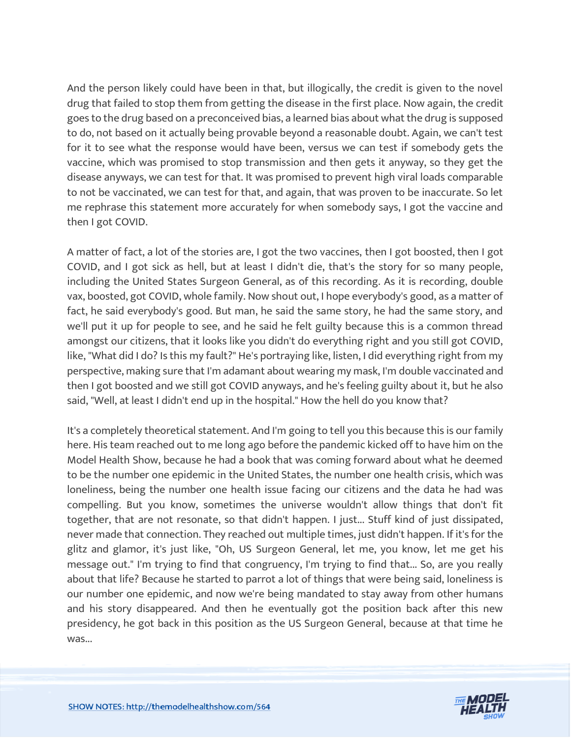And the person likely could have been in that, but illogically, the credit is given to the novel drug that failed to stop them from getting the disease in the first place. Now again, the credit goes to the drug based on a preconceived bias, a learned bias about what the drug is supposed to do, not based on it actually being provable beyond a reasonable doubt. Again, we can't test for it to see what the response would have been, versus we can test if somebody gets the vaccine, which was promised to stop transmission and then gets it anyway, so they get the disease anyways, we can test for that. It was promised to prevent high viral loads comparable to not be vaccinated, we can test for that, and again, that was proven to be inaccurate. So let me rephrase this statement more accurately for when somebody says, I got the vaccine and then I got COVID.

A matter of fact, a lot of the stories are, I got the two vaccines, then I got boosted, then I got COVID, and I got sick as hell, but at least I didn't die, that's the story for so many people, including the United States Surgeon General, as of this recording. As it is recording, double vax, boosted, got COVID, whole family. Now shout out, I hope everybody's good, as a matter of fact, he said everybody's good. But man, he said the same story, he had the same story, and we'll put it up for people to see, and he said he felt guilty because this is a common thread amongst our citizens, that it looks like you didn't do everything right and you still got COVID, like, "What did I do? Is this my fault?" He's portraying like, listen, I did everything right from my perspective, making sure that I'm adamant about wearing my mask, I'm double vaccinated and then I got boosted and we still got COVID anyways, and he's feeling guilty about it, but he also said, "Well, at least I didn't end up in the hospital." How the hell do you know that?

It's a completely theoretical statement. And I'm going to tell you this because this is our family here. His team reached out to me long ago before the pandemic kicked off to have him on the Model Health Show, because he had a book that was coming forward about what he deemed to be the number one epidemic in the United States, the number one health crisis, which was loneliness, being the number one health issue facing our citizens and the data he had was compelling. But you know, sometimes the universe wouldn't allow things that don't fit together, that are not resonate, so that didn't happen. I just... Stuff kind of just dissipated, never made that connection. They reached out multiple times, just didn't happen. If it's for the glitz and glamor, it's just like, "Oh, US Surgeon General, let me, you know, let me get his message out." I'm trying to find that congruency, I'm trying to find that... So, are you really about that life? Because he started to parrot a lot of things that were being said, loneliness is our number one epidemic, and now we're being mandated to stay away from other humans and his story disappeared. And then he eventually got the position back after this new presidency, he got back in this position as the US Surgeon General, because at that time he was...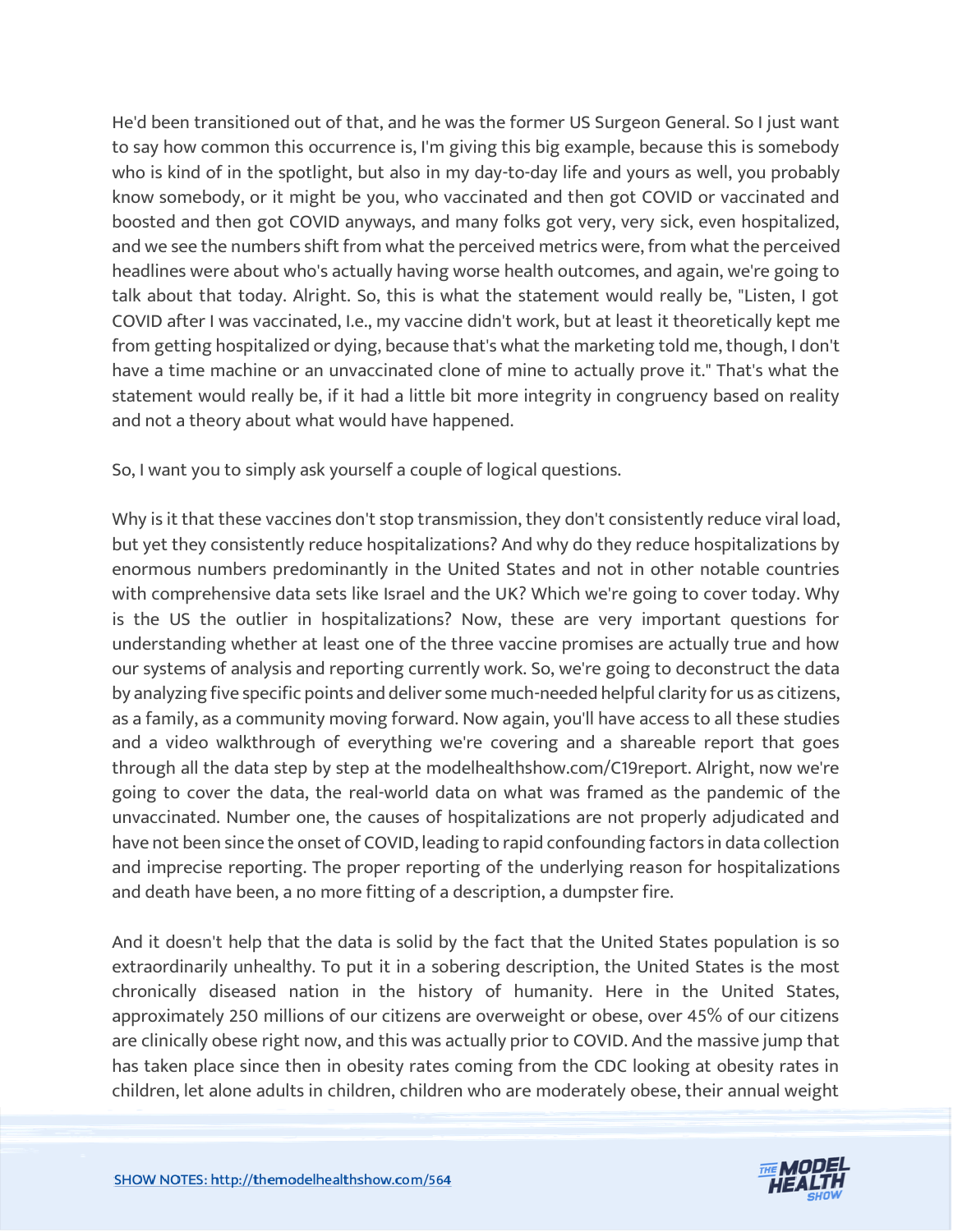He'd been transitioned out of that, and he was the former US Surgeon General. So I just want to say how common this occurrence is, I'm giving this big example, because this is somebody who is kind of in the spotlight, but also in my day-to-day life and yours as well, you probably know somebody, or it might be you, who vaccinated and then got COVID or vaccinated and boosted and then got COVID anyways, and many folks got very, very sick, even hospitalized, and we see the numbers shift from what the perceived metrics were, from what the perceived headlines were about who's actually having worse health outcomes, and again, we're going to talk about that today. Alright. So, this is what the statement would really be, "Listen, I got COVID after I was vaccinated, I.e., my vaccine didn't work, but at least it theoretically kept me from getting hospitalized or dying, because that's what the marketing told me, though, I don't have a time machine or an unvaccinated clone of mine to actually prove it." That's what the statement would really be, if it had a little bit more integrity in congruency based on reality and not a theory about what would have happened.

So, I want you to simply ask yourself a couple of logical questions.

Why is it that these vaccines don't stop transmission, they don't consistently reduce viral load, but yet they consistently reduce hospitalizations? And why do they reduce hospitalizations by enormous numbers predominantly in the United States and not in other notable countries with comprehensive data sets like Israel and the UK? Which we're going to cover today. Why is the US the outlier in hospitalizations? Now, these are very important questions for understanding whether at least one of the three vaccine promises are actually true and how our systems of analysis and reporting currently work. So, we're going to deconstruct the data by analyzing five specific points and deliver some much-needed helpful clarity for us as citizens, as a family, as a community moving forward. Now again, you'll have access to all these studies and a video walkthrough of everything we're covering and a shareable report that goes through all the data step by step at the modelhealthshow.com/C19report. Alright, now we're going to cover the data, the real-world data on what was framed as the pandemic of the unvaccinated. Number one, the causes of hospitalizations are not properly adjudicated and have not been since the onset of COVID, leading to rapid confounding factors in data collection and imprecise reporting. The proper reporting of the underlying reason for hospitalizations and death have been, a no more fitting of a description, a dumpster fire.

And it doesn't help that the data is solid by the fact that the United States population is so extraordinarily unhealthy. To put it in a sobering description, the United States is the most chronically diseased nation in the history of humanity. Here in the United States, approximately 250 millions of our citizens are overweight or obese, over 45% of our citizens are clinically obese right now, and this was actually prior to COVID. And the massive jump that has taken place since then in obesity rates coming from the CDC looking at obesity rates in children, let alone adults in children, children who are moderately obese, their annual weight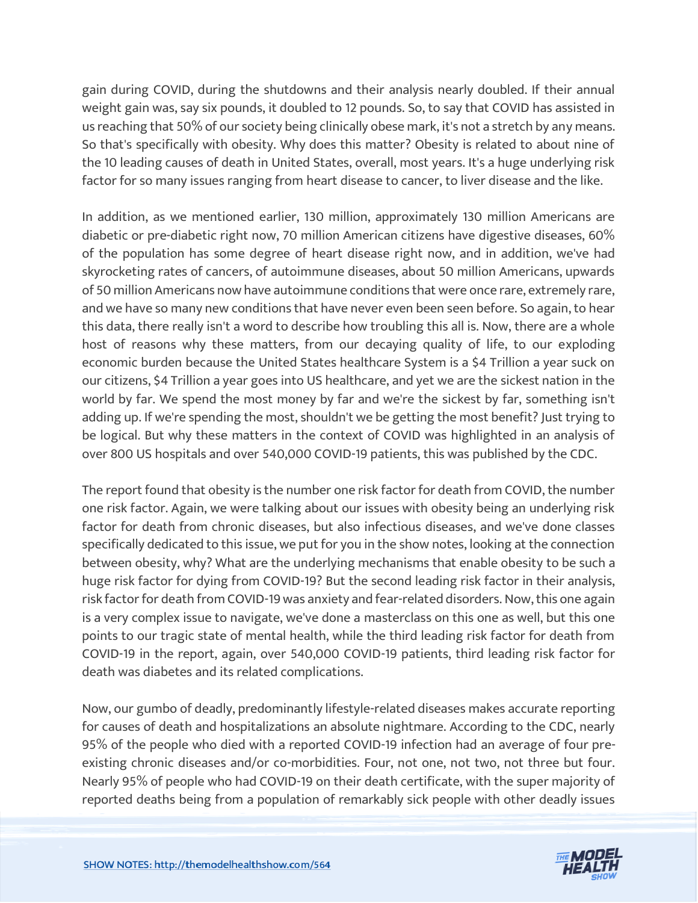gain during COVID, during the shutdowns and their analysis nearly doubled. If their annual weight gain was, say six pounds, it doubled to 12 pounds. So, to say that COVID has assisted in us reaching that 50% of our society being clinically obese mark, it's not a stretch by any means. So that's specifically with obesity. Why does this matter? Obesity is related to about nine of the 10 leading causes of death in United States, overall, most years. It's a huge underlying risk factor for so many issues ranging from heart disease to cancer, to liver disease and the like.

In addition, as we mentioned earlier, 130 million, approximately 130 million Americans are diabetic or pre-diabetic right now, 70 million American citizens have digestive diseases, 60% of the population has some degree of heart disease right now, and in addition, we've had skyrocketing rates of cancers, of autoimmune diseases, about 50 million Americans, upwards of 50 million Americans now have autoimmune conditions that were once rare, extremely rare, and we have so many new conditions that have never even been seen before. So again, to hear this data, there really isn't a word to describe how troubling this all is. Now, there are a whole host of reasons why these matters, from our decaying quality of life, to our exploding economic burden because the United States healthcare System is a $4 Trillion a year suck on our citizens, $4 Trillion a year goes into US healthcare, and yet we are the sickest nation in the world by far. We spend the most money by far and we're the sickest by far, something isn't adding up. If we're spending the most, shouldn't we be getting the most benefit? Just trying to be logical. But why these matters in the context of COVID was highlighted in an analysis of over 800 US hospitals and over 540,000 COVID-19 patients, this was published by the CDC.

The report found that obesity is the number one risk factor for death from COVID, the number one risk factor. Again, we were talking about our issues with obesity being an underlying risk factor for death from chronic diseases, but also infectious diseases, and we've done classes specifically dedicated to this issue, we put for you in the show notes, looking at the connection between obesity, why? What are the underlying mechanisms that enable obesity to be such a huge risk factor for dying from COVID-19? But the second leading risk factor in their analysis, risk factor for death from COVID-19 was anxiety and fear-related disorders. Now, this one again is a very complex issue to navigate, we've done a masterclass on this one as well, but this one points to our tragic state of mental health, while the third leading risk factor for death from COVID-19 in the report, again, over 540,000 COVID-19 patients, third leading risk factor for death was diabetes and its related complications.

Now, our gumbo of deadly, predominantly lifestyle-related diseases makes accurate reporting for causes of death and hospitalizations an absolute nightmare. According to the CDC, nearly 95% of the people who died with a reported COVID-19 infection had an average of four pre-existing chronic diseases and/or co-morbidities. Four, not one, not two, not three but four. Nearly 95% of people who had COVID-19 on their death certificate, with the super majority of reported deaths being from a population of remarkably sick people with other deadly issues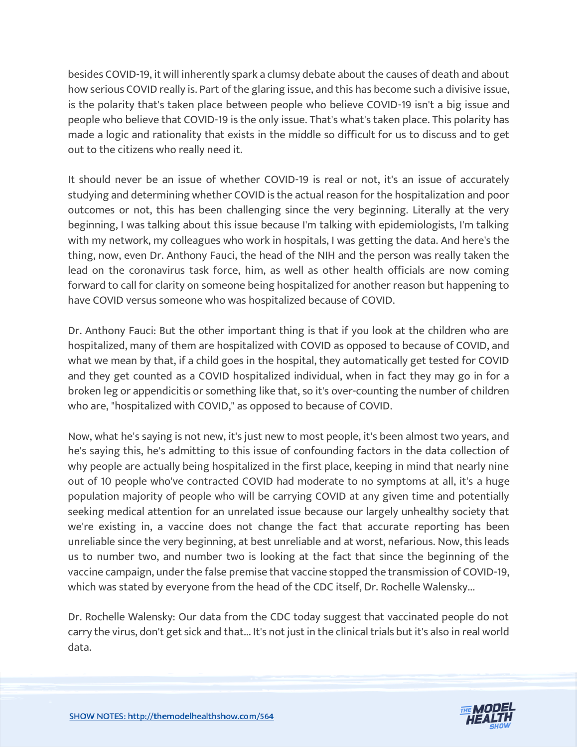besides COVID-19, it will inherently spark a clumsy debate about the causes of death and about how serious COVID really is. Part of the glaring issue, and this has become such a divisive issue, is the polarity that's taken place between people who believe COVID-19 isn't a big issue and people who believe that COVID-19 is the only issue. That's what's taken place. This polarity has made a logic and rationality that exists in the middle so difficult for us to discuss and to get out to the citizens who really need it.

It should never be an issue of whether COVID-19 is real or not, it's an issue of accurately studying and determining whether COVID is the actual reason for the hospitalization and poor outcomes or not, this has been challenging since the very beginning. Literally at the very beginning, I was talking about this issue because I'm talking with epidemiologists, I'm talking with my network, my colleagues who work in hospitals, I was getting the data. And here's the thing, now, even Dr. Anthony Fauci, the head of the NIH and the person was really taken the lead on the coronavirus task force, him, as well as other health officials are now coming forward to call for clarity on someone being hospitalized for another reason but happening to have COVID versus someone who was hospitalized because of COVID.

Dr. Anthony Fauci: But the other important thing is that if you look at the children who are hospitalized, many of them are hospitalized with COVID as opposed to because of COVID, and what we mean by that, if a child goes in the hospital, they automatically get tested for COVID and they get counted as a COVID hospitalized individual, when in fact they may go in for a broken leg or appendicitis or something like that, so it's over-counting the number of children who are, "hospitalized with COVID," as opposed to because of COVID.

Now, what he's saying is not new, it's just new to most people, it's been almost two years, and he's saying this, he's admitting to this issue of confounding factors in the data collection of why people are actually being hospitalized in the first place, keeping in mind that nearly nine out of 10 people who've contracted COVID had moderate to no symptoms at all, it's a huge population majority of people who will be carrying COVID at any given time and potentially seeking medical attention for an unrelated issue because our largely unhealthy society that we're existing in, a vaccine does not change the fact that accurate reporting has been unreliable since the very beginning, at best unreliable and at worst, nefarious. Now, this leads us to number two, and number two is looking at the fact that since the beginning of the vaccine campaign, under the false premise that vaccine stopped the transmission of COVID-19, which was stated by everyone from the head of the CDC itself, Dr. Rochelle Walensky...

Dr. Rochelle Walensky: Our data from the CDC today suggest that vaccinated people do not carry the virus, don't get sick and that... It's not just in the clinical trials but it's also in real world data.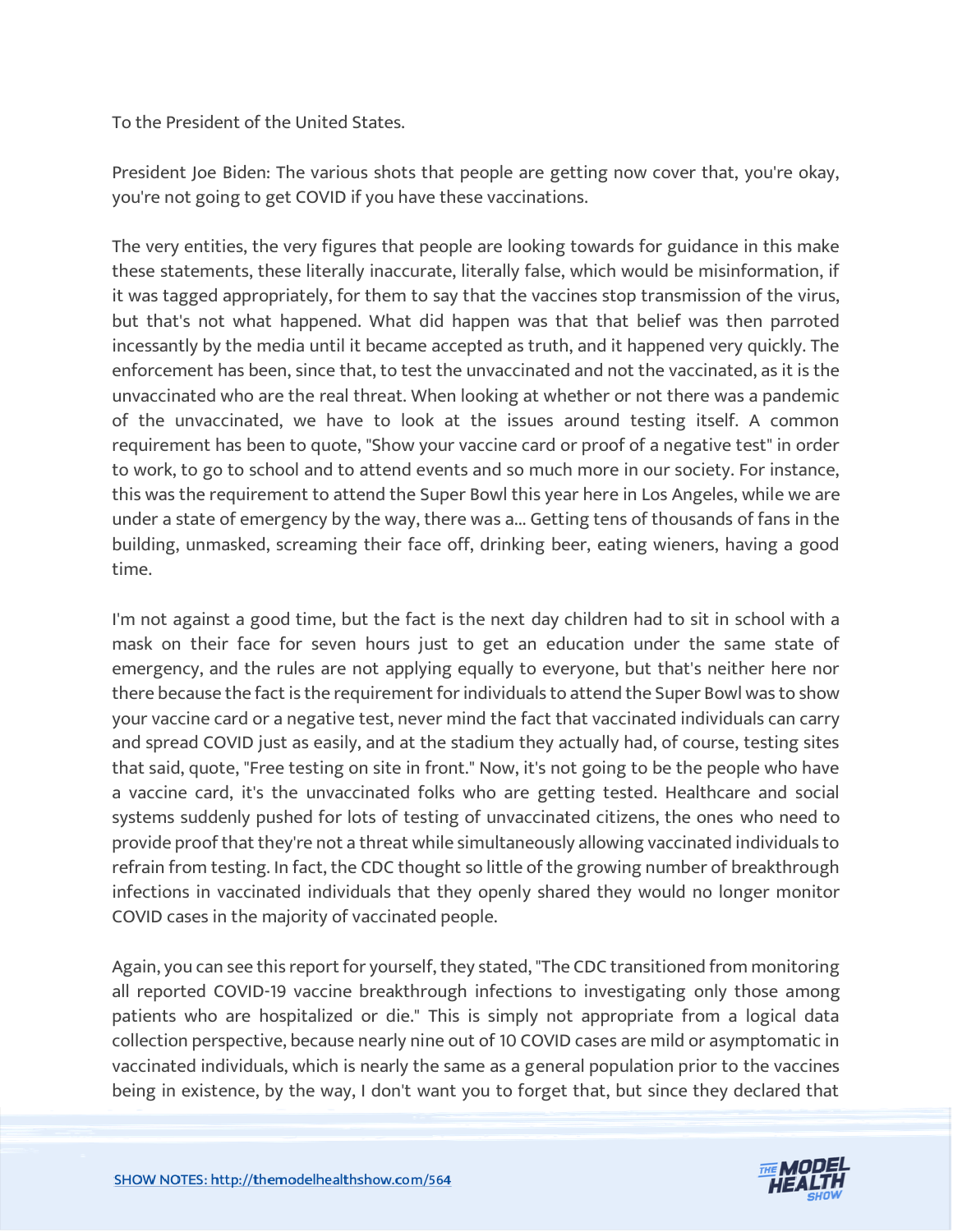To the President of the United States.

President Joe Biden: The various shots that people are getting now cover that, you're okay, you're not going to get COVID if you have these vaccinations.

The very entities, the very figures that people are looking towards for guidance in this make these statements, these literally inaccurate, literally false, which would be misinformation, if it was tagged appropriately, for them to say that the vaccines stop transmission of the virus, but that's not what happened. What did happen was that that belief was then parroted incessantly by the media until it became accepted as truth, and it happened very quickly. The enforcement has been, since that, to test the unvaccinated and not the vaccinated, as it is the unvaccinated who are the real threat. When looking at whether or not there was a pandemic of the unvaccinated, we have to look at the issues around testing itself. A common requirement has been to quote, "Show your vaccine card or proof of a negative test" in order to work, to go to school and to attend events and so much more in our society. For instance, this was the requirement to attend the Super Bowl this year here in Los Angeles, while we are under a state of emergency by the way, there was a... Getting tens of thousands of fans in the building, unmasked, screaming their face off, drinking beer, eating wieners, having a good time.

I'm not against a good time, but the fact is the next day children had to sit in school with a mask on their face for seven hours just to get an education under the same state of emergency, and the rules are not applying equally to everyone, but that's neither here nor there because the fact is the requirement for individuals to attend the Super Bowl was to show your vaccine card or a negative test, never mind the fact that vaccinated individuals can carry and spread COVID just as easily, and at the stadium they actually had, of course, testing sites that said, quote, "Free testing on site in front." Now, it's not going to be the people who have a vaccine card, it's the unvaccinated folks who are getting tested. Healthcare and social systems suddenly pushed for lots of testing of unvaccinated citizens, the ones who need to provide proof that they're not a threat while simultaneously allowing vaccinated individuals to refrain from testing. In fact, the CDC thought so little of the growing number of breakthrough infections in vaccinated individuals that they openly shared they would no longer monitor COVID cases in the majority of vaccinated people.

Again, you can see this report for yourself, they stated, "The CDC transitioned from monitoring all reported COVID-19 vaccine breakthrough infections to investigating only those among patients who are hospitalized or die." This is simply not appropriate from a logical data collection perspective, because nearly nine out of 10 COVID cases are mild or asymptomatic in vaccinated individuals, which is nearly the same as a general population prior to the vaccines being in existence, by the way, I don't want you to forget that, but since they declared that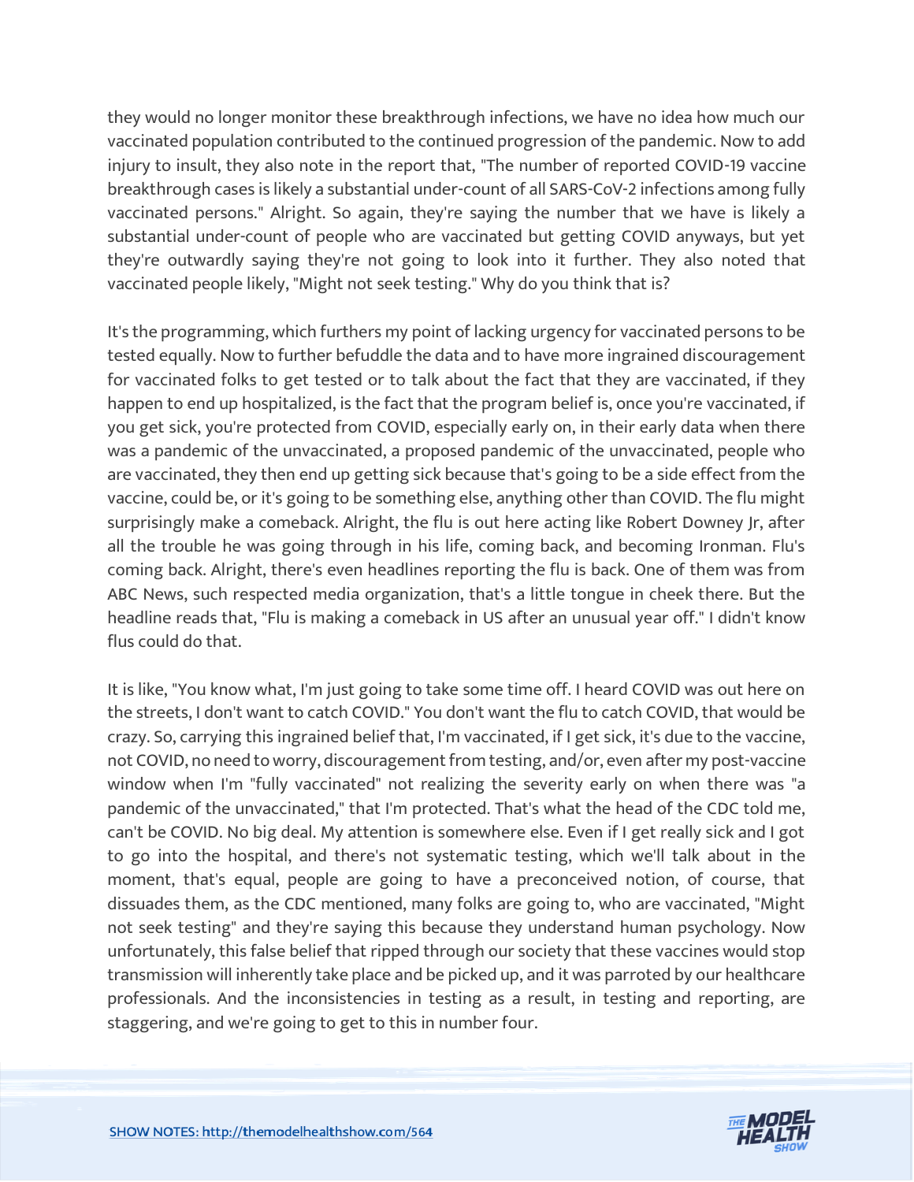they would no longer monitor these breakthrough infections, we have no idea how much our vaccinated population contributed to the continued progression of the pandemic. Now to add injury to insult, they also note in the report that, "The number of reported COVID-19 vaccine breakthrough cases is likely a substantial under-count of all SARS-CoV-2 infections among fully vaccinated persons." Alright. So again, they're saying the number that we have is likely a substantial under-count of people who are vaccinated but getting COVID anyways, but yet they're outwardly saying they're not going to look into it further. They also noted that vaccinated people likely, "Might not seek testing." Why do you think that is?

It's the programming, which furthers my point of lacking urgency for vaccinated persons to be tested equally. Now to further befuddle the data and to have more ingrained discouragement for vaccinated folks to get tested or to talk about the fact that they are vaccinated, if they happen to end up hospitalized, is the fact that the program belief is, once you're vaccinated, if you get sick, you're protected from COVID, especially early on, in their early data when there was a pandemic of the unvaccinated, a proposed pandemic of the unvaccinated, people who are vaccinated, they then end up getting sick because that's going to be a side effect from the vaccine, could be, or it's going to be something else, anything other than COVID. The flu might surprisingly make a comeback. Alright, the flu is out here acting like Robert Downey Jr, after all the trouble he was going through in his life, coming back, and becoming Ironman. Flu's coming back. Alright, there's even headlines reporting the flu is back. One of them was from ABC News, such respected media organization, that's a little tongue in cheek there. But the headline reads that, "Flu is making a comeback in US after an unusual year off." I didn't know flus could do that.

It is like, "You know what, I'm just going to take some time off. I heard COVID was out here on the streets, I don't want to catch COVID." You don't want the flu to catch COVID, that would be crazy. So, carrying this ingrained belief that, I'm vaccinated, if I get sick, it's due to the vaccine, not COVID, no need to worry, discouragement from testing, and/or, even after my post-vaccine window when I'm "fully vaccinated" not realizing the severity early on when there was "a pandemic of the unvaccinated," that I'm protected. That's what the head of the CDC told me, can't be COVID. No big deal. My attention is somewhere else. Even if I get really sick and I got to go into the hospital, and there's not systematic testing, which we'll talk about in the moment, that's equal, people are going to have a preconceived notion, of course, that dissuades them, as the CDC mentioned, many folks are going to, who are vaccinated, "Might not seek testing" and they're saying this because they understand human psychology. Now unfortunately, this false belief that ripped through our society that these vaccines would stop transmission will inherently take place and be picked up, and it was parroted by our healthcare professionals. And the inconsistencies in testing as a result, in testing and reporting, are staggering, and we're going to get to this in number four.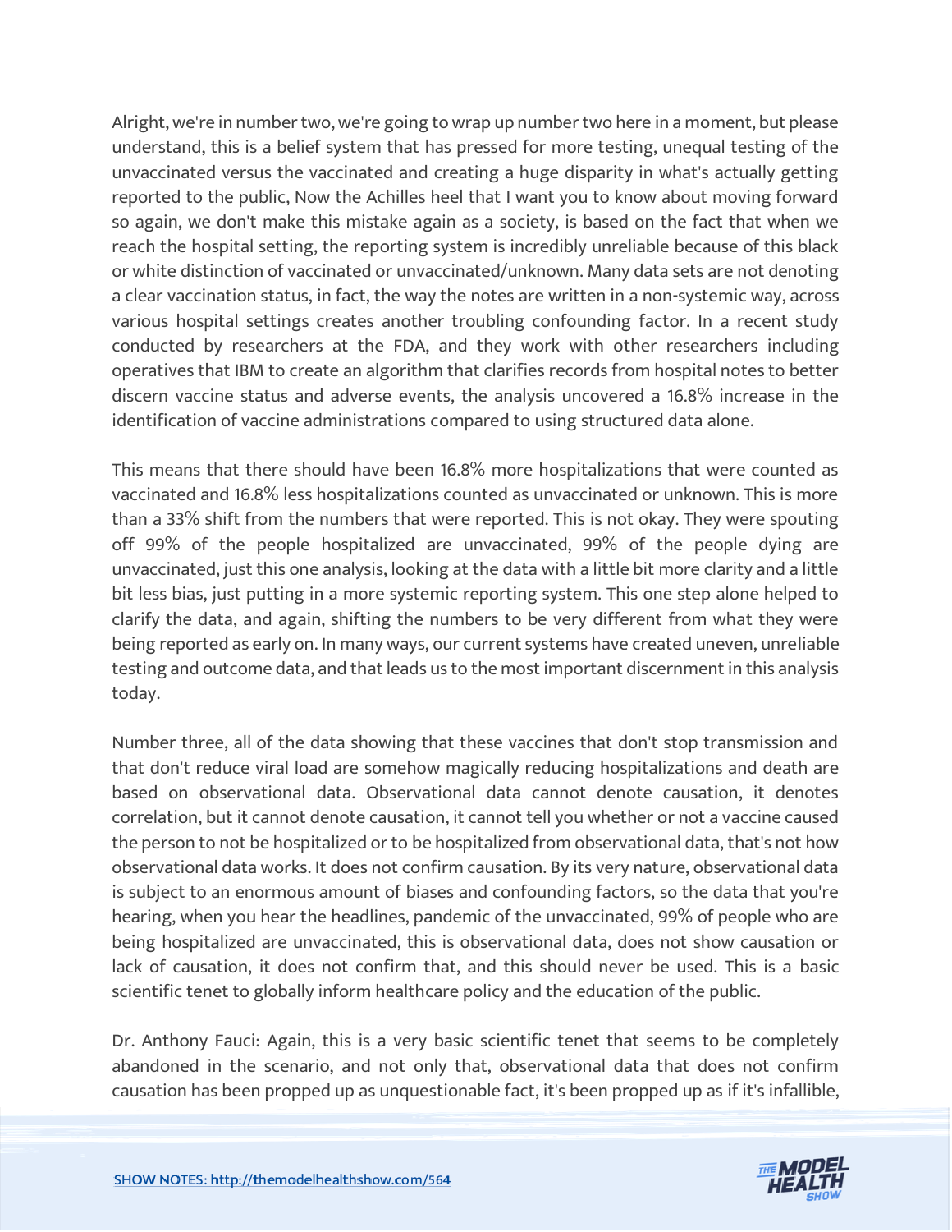Alright, we're in number two, we're going to wrap up number two here in a moment, but please understand, this is a belief system that has pressed for more testing, unequal testing of the unvaccinated versus the vaccinated and creating a huge disparity in what's actually getting reported to the public, Now the Achilles heel that I want you to know about moving forward so again, we don't make this mistake again as a society, is based on the fact that when we reach the hospital setting, the reporting system is incredibly unreliable because of this black or white distinction of vaccinated or unvaccinated/unknown. Many data sets are not denoting a clear vaccination status, in fact, the way the notes are written in a non-systemic way, across various hospital settings creates another troubling confounding factor. In a recent study conducted by researchers at the FDA, and they work with other researchers including operatives that IBM to create an algorithm that clarifies records from hospital notes to better discern vaccine status and adverse events, the analysis uncovered a 16.8% increase in the identification of vaccine administrations compared to using structured data alone.

This means that there should have been 16.8% more hospitalizations that were counted as vaccinated and 16.8% less hospitalizations counted as unvaccinated or unknown. This is more than a 33% shift from the numbers that were reported. This is not okay. They were spouting off 99% of the people hospitalized are unvaccinated, 99% of the people dying are unvaccinated, just this one analysis, looking at the data with a little bit more clarity and a little bit less bias, just putting in a more systemic reporting system. This one step alone helped to clarify the data, and again, shifting the numbers to be very different from what they were being reported as early on. In many ways, our current systems have created uneven, unreliable testing and outcome data, and that leads us to the most important discernment in this analysis today.

Number three, all of the data showing that these vaccines that don't stop transmission and that don't reduce viral load are somehow magically reducing hospitalizations and death are based on observational data. Observational data cannot denote causation, it denotes correlation, but it cannot denote causation, it cannot tell you whether or not a vaccine caused the person to not be hospitalized or to be hospitalized from observational data, that's not how observational data works. It does not confirm causation. By its very nature, observational data is subject to an enormous amount of biases and confounding factors, so the data that you're hearing, when you hear the headlines, pandemic of the unvaccinated, 99% of people who are being hospitalized are unvaccinated, this is observational data, does not show causation or lack of causation, it does not confirm that, and this should never be used. This is a basic scientific tenet to globally inform healthcare policy and the education of the public.

Dr. Anthony Fauci: Again, this is a very basic scientific tenet that seems to be completely abandoned in the scenario, and not only that, observational data that does not confirm causation has been propped up as unquestionable fact, it's been propped up as if it's infallible,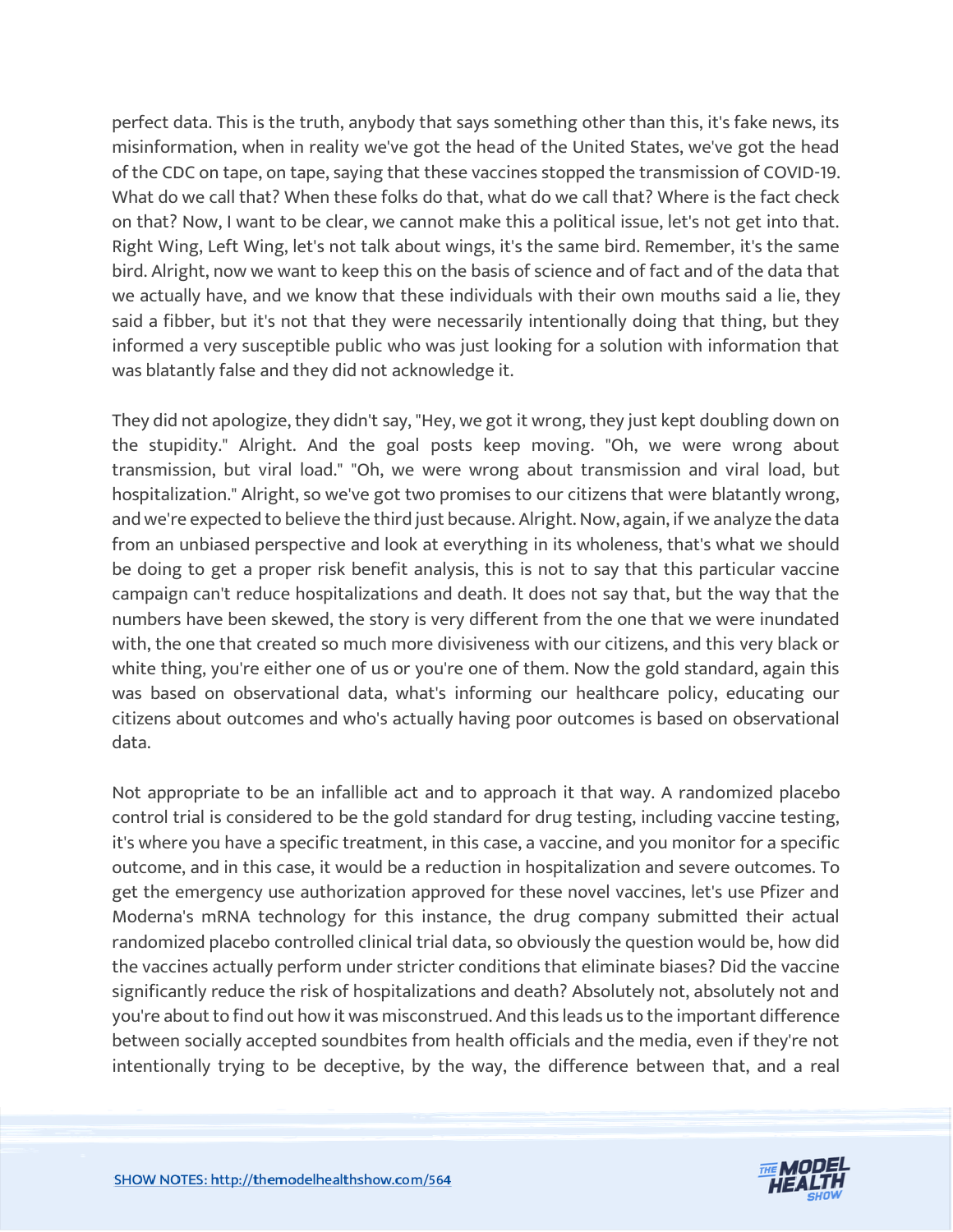perfect data. This is the truth, anybody that says something other than this, it's fake news, its misinformation, when in reality we've got the head of the United States, we've got the head of the CDC on tape, on tape, saying that these vaccines stopped the transmission of COVID-19. What do we call that? When these folks do that, what do we call that? Where is the fact check on that? Now, I want to be clear, we cannot make this a political issue, let's not get into that. Right Wing, Left Wing, let's not talk about wings, it's the same bird. Remember, it's the same bird. Alright, now we want to keep this on the basis of science and of fact and of the data that we actually have, and we know that these individuals with their own mouths said a lie, they said a fibber, but it's not that they were necessarily intentionally doing that thing, but they informed a very susceptible public who was just looking for a solution with information that was blatantly false and they did not acknowledge it.

They did not apologize, they didn't say, "Hey, we got it wrong, they just kept doubling down on the stupidity." Alright. And the goal posts keep moving. "Oh, we were wrong about transmission, but viral load." "Oh, we were wrong about transmission and viral load, but hospitalization." Alright, so we've got two promises to our citizens that were blatantly wrong, and we're expected to believe the third just because. Alright. Now, again, if we analyze the data from an unbiased perspective and look at everything in its wholeness, that's what we should be doing to get a proper risk benefit analysis, this is not to say that this particular vaccine campaign can't reduce hospitalizations and death. It does not say that, but the way that the numbers have been skewed, the story is very different from the one that we were inundated with, the one that created so much more divisiveness with our citizens, and this very black or white thing, you're either one of us or you're one of them. Now the gold standard, again this was based on observational data, what's informing our healthcare policy, educating our citizens about outcomes and who's actually having poor outcomes is based on observational data.

Not appropriate to be an infallible act and to approach it that way. A randomized placebo control trial is considered to be the gold standard for drug testing, including vaccine testing, it's where you have a specific treatment, in this case, a vaccine, and you monitor for a specific outcome, and in this case, it would be a reduction in hospitalization and severe outcomes. To get the emergency use authorization approved for these novel vaccines, let's use Pfizer and Moderna's mRNA technology for this instance, the drug company submitted their actual randomized placebo controlled clinical trial data, so obviously the question would be, how did the vaccines actually perform under stricter conditions that eliminate biases? Did the vaccine significantly reduce the risk of hospitalizations and death? Absolutely not, absolutely not and you're about to find out how it was misconstrued. And this leads us to the important difference between socially accepted soundbites from health officials and the media, even if they're not intentionally trying to be deceptive, by the way, the difference between that, and a real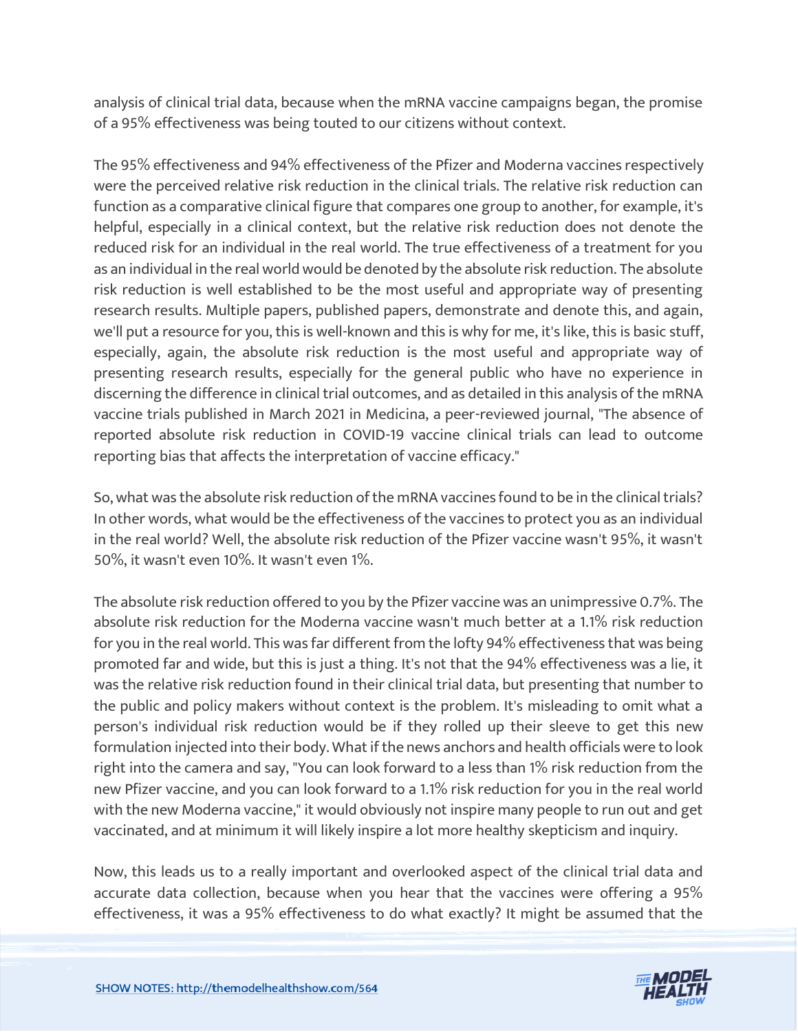analysis of clinical trial data, because when the mRNA vaccine campaigns began, the promise of a 95% effectiveness was being touted to our citizens without context.

The 95% effectiveness and 94% effectiveness of the Pfizer and Moderna vaccines respectively were the perceived relative risk reduction in the clinical trials. The relative risk reduction can function as a comparative clinical figure that compares one group to another, for example, it's helpful, especially in a clinical context, but the relative risk reduction does not denote the reduced risk for an individual in the real world. The true effectiveness of a treatment for you as an individual in the real world would be denoted by the absolute risk reduction. The absolute risk reduction is well established to be the most useful and appropriate way of presenting research results. Multiple papers, published papers, demonstrate and denote this, and again, we'll put a resource for you, this is well-known and this is why for me, it's like, this is basic stuff, especially, again, the absolute risk reduction is the most useful and appropriate way of presenting research results, especially for the general public who have no experience in discerning the difference in clinical trial outcomes, and as detailed in this analysis of the mRNA vaccine trials published in March 2021 in Medicina, a peer-reviewed journal, "The absence of reported absolute risk reduction in COVID-19 vaccine clinical trials can lead to outcome reporting bias that affects the interpretation of vaccine efficacy."

So, what was the absolute risk reduction of the mRNA vaccines found to be in the clinical trials? In other words, what would be the effectiveness of the vaccines to protect you as an individual in the real world? Well, the absolute risk reduction of the Pfizer vaccine wasn't 95%, it wasn't 50%, it wasn't even 10%. It wasn't even 1%.

The absolute risk reduction offered to you by the Pfizer vaccine was an unimpressive 0.7%. The absolute risk reduction for the Moderna vaccine wasn't much better at a 1.1% risk reduction for you in the real world. This was far different from the lofty 94% effectiveness that was being promoted far and wide, but this is just a thing. It's not that the 94% effectiveness was a lie, it was the relative risk reduction found in their clinical trial data, but presenting that number to the public and policy makers without context is the problem. It's misleading to omit what a person's individual risk reduction would be if they rolled up their sleeve to get this new formulation injected into their body. What if the news anchors and health officials were to look right into the camera and say, "You can look forward to a less than 1% risk reduction from the new Pfizer vaccine, and you can look forward to a 1.1% risk reduction for you in the real world with the new Moderna vaccine," it would obviously not inspire many people to run out and get vaccinated, and at minimum it will likely inspire a lot more healthy skepticism and inquiry.

Now, this leads us to a really important and overlooked aspect of the clinical trial data and accurate data collection, because when you hear that the vaccines were offering a 95% effectiveness, it was a 95% effectiveness to do what exactly? It might be assumed that the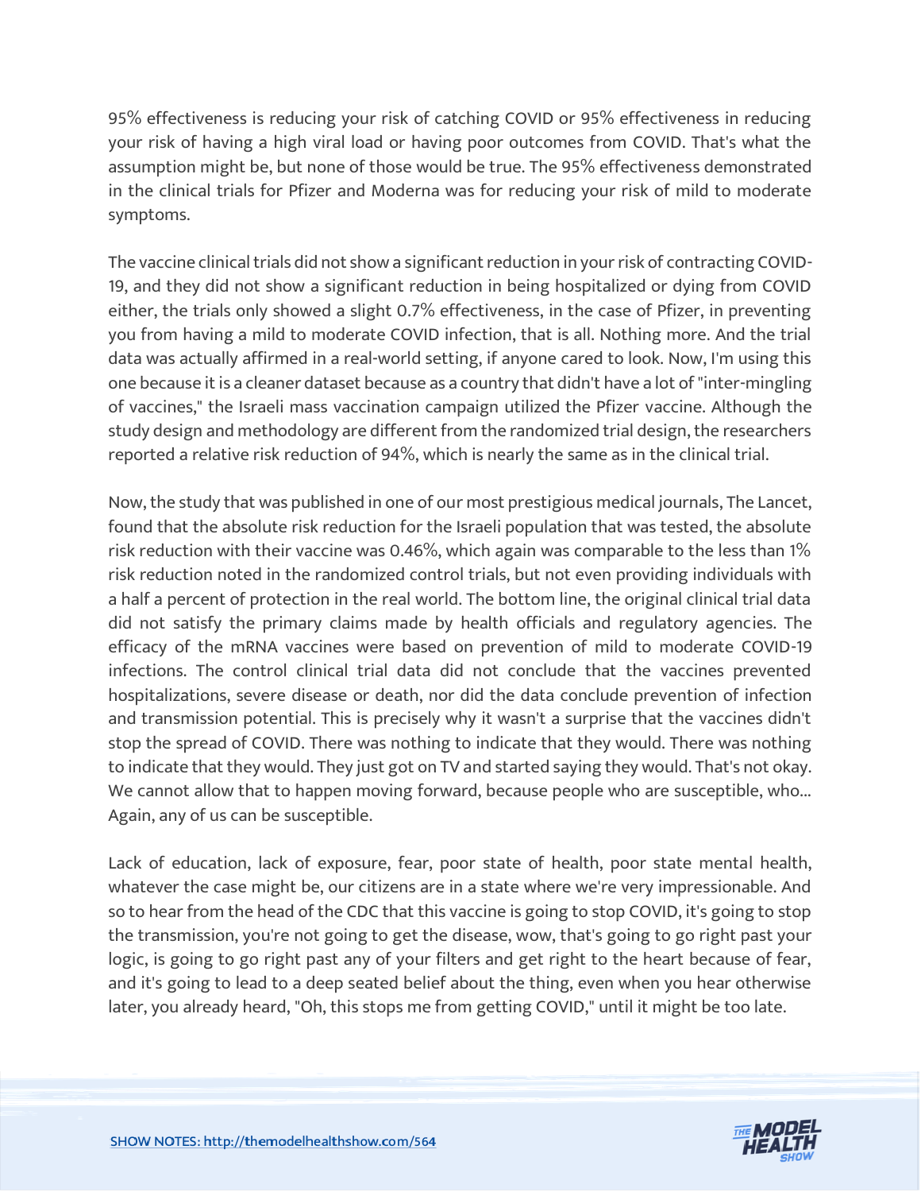95% effectiveness is reducing your risk of catching COVID or 95% effectiveness in reducing your risk of having a high viral load or having poor outcomes from COVID. That's what the assumption might be, but none of those would be true. The 95% effectiveness demonstrated in the clinical trials for Pfizer and Moderna was for reducing your risk of mild to moderate symptoms.

The vaccine clinical trials did not show a significant reduction in your risk of contracting COVID-19, and they did not show a significant reduction in being hospitalized or dying from COVID either, the trials only showed a slight 0.7% effectiveness, in the case of Pfizer, in preventing you from having a mild to moderate COVID infection, that is all. Nothing more. And the trial data was actually affirmed in a real-world setting, if anyone cared to look. Now, I'm using this one because it is a cleaner dataset because as a country that didn't have a lot of "inter-mingling of vaccines," the Israeli mass vaccination campaign utilized the Pfizer vaccine. Although the study design and methodology are different from the randomized trial design, the researchers reported a relative risk reduction of 94%, which is nearly the same as in the clinical trial.

Now, the study that was published in one of our most prestigious medical journals, The Lancet, found that the absolute risk reduction for the Israeli population that was tested, the absolute risk reduction with their vaccine was 0.46%, which again was comparable to the less than 1% risk reduction noted in the randomized control trials, but not even providing individuals with a half a percent of protection in the real world. The bottom line, the original clinical trial data did not satisfy the primary claims made by health officials and regulatory agencies. The efficacy of the mRNA vaccines were based on prevention of mild to moderate COVID-19 infections. The control clinical trial data did not conclude that the vaccines prevented hospitalizations, severe disease or death, nor did the data conclude prevention of infection and transmission potential. This is precisely why it wasn't a surprise that the vaccines didn't stop the spread of COVID. There was nothing to indicate that they would. There was nothing to indicate that they would. They just got on TV and started saying they would. That's not okay. We cannot allow that to happen moving forward, because people who are susceptible, who... Again, any of us can be susceptible.

Lack of education, lack of exposure, fear, poor state of health, poor state mental health, whatever the case might be, our citizens are in a state where we're very impressionable. And so to hear from the head of the CDC that this vaccine is going to stop COVID, it's going to stop the transmission, you're not going to get the disease, wow, that's going to go right past your logic, is going to go right past any of your filters and get right to the heart because of fear, and it's going to lead to a deep seated belief about the thing, even when you hear otherwise later, you already heard, "Oh, this stops me from getting COVID," until it might be too late.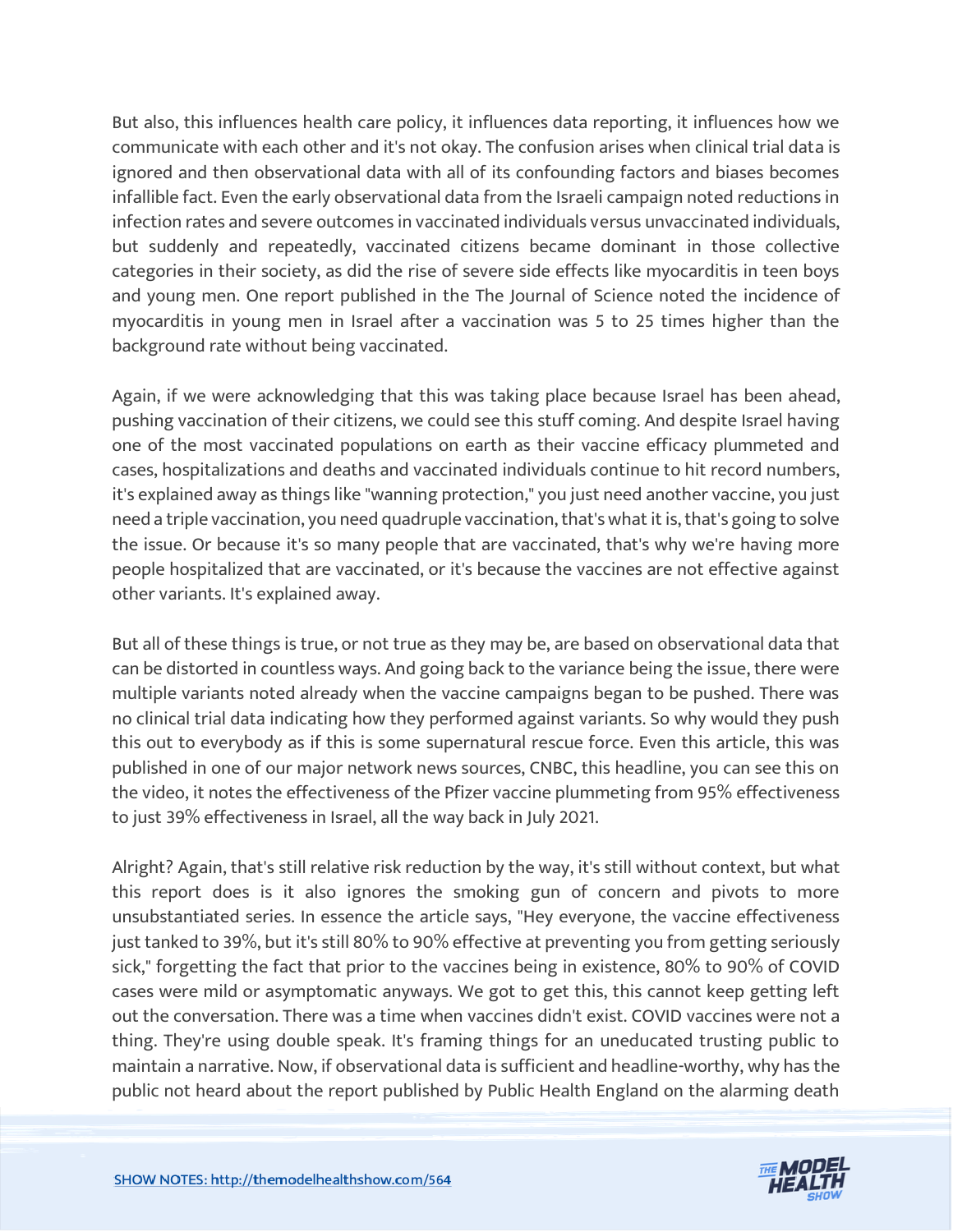But also, this influences health care policy, it influences data reporting, it influences how we communicate with each other and it's not okay. The confusion arises when clinical trial data is ignored and then observational data with all of its confounding factors and biases becomes infallible fact. Even the early observational data from the Israeli campaign noted reductions in infection rates and severe outcomes in vaccinated individuals versus unvaccinated individuals, but suddenly and repeatedly, vaccinated citizens became dominant in those collective categories in their society, as did the rise of severe side effects like myocarditis in teen boys and young men. One report published in the The Journal of Science noted the incidence of myocarditis in young men in Israel after a vaccination was 5 to 25 times higher than the background rate without being vaccinated.

Again, if we were acknowledging that this was taking place because Israel has been ahead, pushing vaccination of their citizens, we could see this stuff coming. And despite Israel having one of the most vaccinated populations on earth as their vaccine efficacy plummeted and cases, hospitalizations and deaths and vaccinated individuals continue to hit record numbers, it's explained away as things like "wanning protection," you just need another vaccine, you just need a triple vaccination, you need quadruple vaccination, that's what it is, that's going to solve the issue. Or because it's so many people that are vaccinated, that's why we're having more people hospitalized that are vaccinated, or it's because the vaccines are not effective against other variants. It's explained away.

But all of these things is true, or not true as they may be, are based on observational data that can be distorted in countless ways. And going back to the variance being the issue, there were multiple variants noted already when the vaccine campaigns began to be pushed. There was no clinical trial data indicating how they performed against variants. So why would they push this out to everybody as if this is some supernatural rescue force. Even this article, this was published in one of our major network news sources, CNBC, this headline, you can see this on the video, it notes the effectiveness of the Pfizer vaccine plummeting from 95% effectiveness to just 39% effectiveness in Israel, all the way back in July 2021.

Alright? Again, that's still relative risk reduction by the way, it's still without context, but what this report does is it also ignores the smoking gun of concern and pivots to more unsubstantiated series. In essence the article says, "Hey everyone, the vaccine effectiveness just tanked to 39%, but it's still 80% to 90% effective at preventing you from getting seriously sick," forgetting the fact that prior to the vaccines being in existence, 80% to 90% of COVID cases were mild or asymptomatic anyways. We got to get this, this cannot keep getting left out the conversation. There was a time when vaccines didn't exist. COVID vaccines were not a thing. They're using double speak. It's framing things for an uneducated trusting public to maintain a narrative. Now, if observational data is sufficient and headline-worthy, why has the public not heard about the report published by Public Health England on the alarming death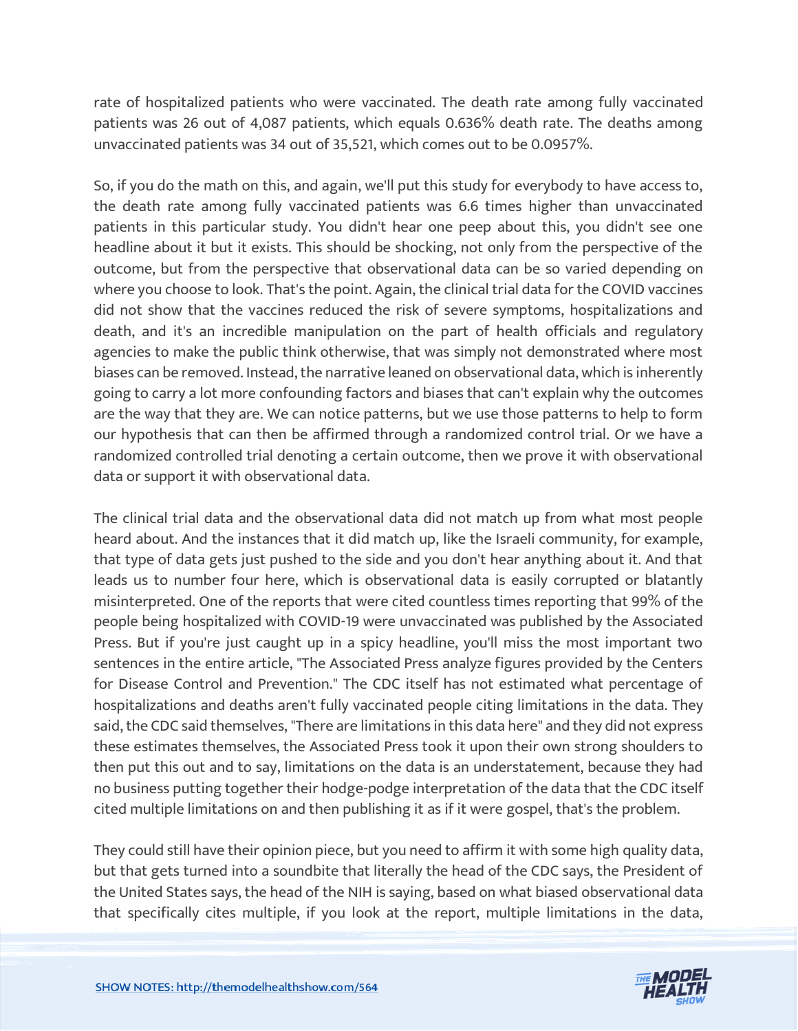rate of hospitalized patients who were vaccinated. The death rate among fully vaccinated patients was 26 out of 4,087 patients, which equals 0.636% death rate. The deaths among unvaccinated patients was 34 out of 35,521, which comes out to be 0.0957%.

So, if you do the math on this, and again, we'll put this study for everybody to have access to, the death rate among fully vaccinated patients was 6.6 times higher than unvaccinated patients in this particular study. You didn't hear one peep about this, you didn't see one headline about it but it exists. This should be shocking, not only from the perspective of the outcome, but from the perspective that observational data can be so varied depending on where you choose to look. That's the point. Again, the clinical trial data for the COVID vaccines did not show that the vaccines reduced the risk of severe symptoms, hospitalizations and death, and it's an incredible manipulation on the part of health officials and regulatory agencies to make the public think otherwise, that was simply not demonstrated where most biases can be removed. Instead, the narrative leaned on observational data, which is inherently going to carry a lot more confounding factors and biases that can't explain why the outcomes are the way that they are. We can notice patterns, but we use those patterns to help to form our hypothesis that can then be affirmed through a randomized control trial. Or we have a randomized controlled trial denoting a certain outcome, then we prove it with observational data or support it with observational data.

The clinical trial data and the observational data did not match up from what most people heard about. And the instances that it did match up, like the Israeli community, for example, that type of data gets just pushed to the side and you don't hear anything about it. And that leads us to number four here, which is observational data is easily corrupted or blatantly misinterpreted. One of the reports that were cited countless times reporting that 99% of the people being hospitalized with COVID-19 were unvaccinated was published by the Associated Press. But if you're just caught up in a spicy headline, you'll miss the most important two sentences in the entire article, "The Associated Press analyze figures provided by the Centers for Disease Control and Prevention." The CDC itself has not estimated what percentage of hospitalizations and deaths aren't fully vaccinated people citing limitations in the data. They said, the CDC said themselves, "There are limitations in this data here" and they did not express these estimates themselves, the Associated Press took it upon their own strong shoulders to then put this out and to say, limitations on the data is an understatement, because they had no business putting together their hodge-podge interpretation of the data that the CDC itself cited multiple limitations on and then publishing it as if it were gospel, that's the problem.

They could still have their opinion piece, but you need to affirm it with some high quality data, but that gets turned into a soundbite that literally the head of the CDC says, the President of the United States says, the head of the NIH is saying, based on what biased observational data that specifically cites multiple, if you look at the report, multiple limitations in the data,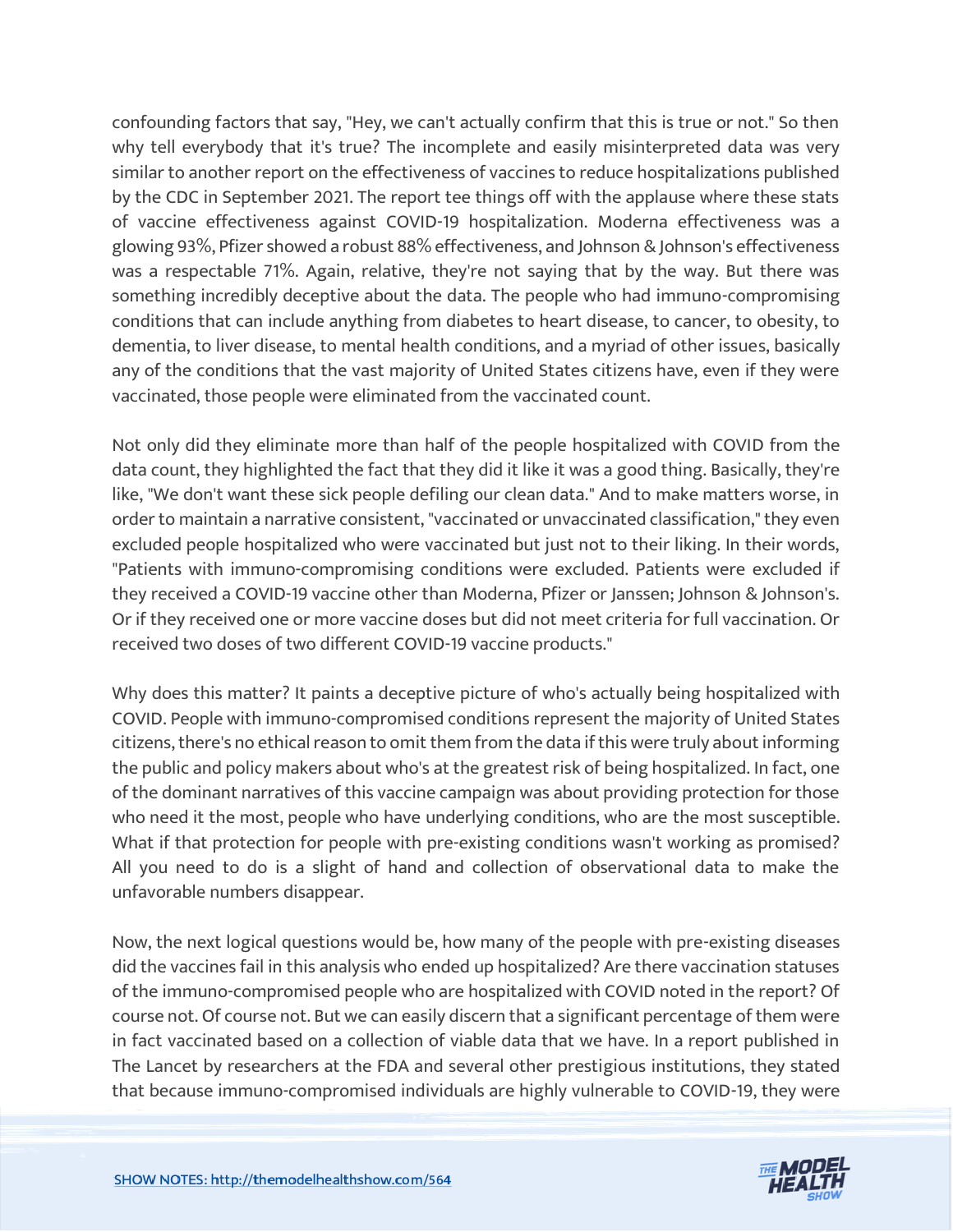confounding factors that say, "Hey, we can't actually confirm that this is true or not." So then why tell everybody that it's true? The incomplete and easily misinterpreted data was very similar to another report on the effectiveness of vaccines to reduce hospitalizations published by the CDC in September 2021. The report tee things off with the applause where these stats of vaccine effectiveness against COVID-19 hospitalization. Moderna effectiveness was a glowing 93%, Pfizer showed a robust 88% effectiveness, and Johnson & Johnson's effectiveness was a respectable 71%. Again, relative, they're not saying that by the way. But there was something incredibly deceptive about the data. The people who had immuno-compromising conditions that can include anything from diabetes to heart disease, to cancer, to obesity, to dementia, to liver disease, to mental health conditions, and a myriad of other issues, basically any of the conditions that the vast majority of United States citizens have, even if they were vaccinated, those people were eliminated from the vaccinated count.

Not only did they eliminate more than half of the people hospitalized with COVID from the data count, they highlighted the fact that they did it like it was a good thing. Basically, they're like, "We don't want these sick people defiling our clean data." And to make matters worse, in order to maintain a narrative consistent, "vaccinated or unvaccinated classification," they even excluded people hospitalized who were vaccinated but just not to their liking. In their words, "Patients with immuno-compromising conditions were excluded. Patients were excluded if they received a COVID-19 vaccine other than Moderna, Pfizer or Janssen; Johnson & Johnson's. Or if they received one or more vaccine doses but did not meet criteria for full vaccination. Or received two doses of two different COVID-19 vaccine products."

Why does this matter? It paints a deceptive picture of who's actually being hospitalized with COVID. People with immuno-compromised conditions represent the majority of United States citizens, there's no ethical reason to omit them from the data if this were truly about informing the public and policy makers about who's at the greatest risk of being hospitalized. In fact, one of the dominant narratives of this vaccine campaign was about providing protection for those who need it the most, people who have underlying conditions, who are the most susceptible. What if that protection for people with pre-existing conditions wasn't working as promised? All you need to do is a slight of hand and collection of observational data to make the unfavorable numbers disappear.

Now, the next logical questions would be, how many of the people with pre-existing diseases did the vaccines fail in this analysis who ended up hospitalized? Are there vaccination statuses of the immuno-compromised people who are hospitalized with COVID noted in the report? Of course not. Of course not. But we can easily discern that a significant percentage of them were in fact vaccinated based on a collection of viable data that we have. In a report published in The Lancet by researchers at the FDA and several other prestigious institutions, they stated that because immuno-compromised individuals are highly vulnerable to COVID-19, they were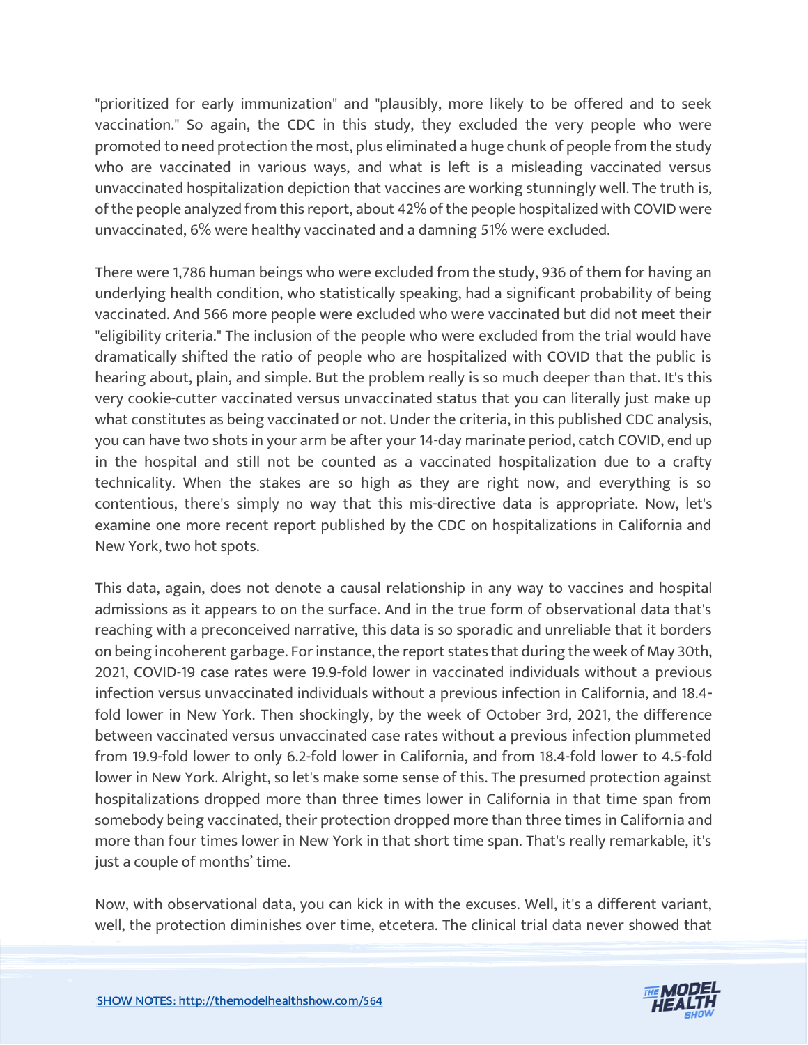"prioritized for early immunization" and "plausibly, more likely to be offered and to seek vaccination." So again, the CDC in this study, they excluded the very people who were promoted to need protection the most, plus eliminated a huge chunk of people from the study who are vaccinated in various ways, and what is left is a misleading vaccinated versus unvaccinated hospitalization depiction that vaccines are working stunningly well. The truth is, of the people analyzed from this report, about 42% of the people hospitalized with COVID were unvaccinated, 6% were healthy vaccinated and a damning 51% were excluded.

There were 1,786 human beings who were excluded from the study, 936 of them for having an underlying health condition, who statistically speaking, had a significant probability of being vaccinated. And 566 more people were excluded who were vaccinated but did not meet their "eligibility criteria." The inclusion of the people who were excluded from the trial would have dramatically shifted the ratio of people who are hospitalized with COVID that the public is hearing about, plain, and simple. But the problem really is so much deeper than that. It's this very cookie-cutter vaccinated versus unvaccinated status that you can literally just make up what constitutes as being vaccinated or not. Under the criteria, in this published CDC analysis, you can have two shots in your arm be after your 14-day marinate period, catch COVID, end up in the hospital and still not be counted as a vaccinated hospitalization due to a crafty technicality. When the stakes are so high as they are right now, and everything is so contentious, there's simply no way that this mis-directive data is appropriate. Now, let's examine one more recent report published by the CDC on hospitalizations in California and New York, two hot spots.

This data, again, does not denote a causal relationship in any way to vaccines and hospital admissions as it appears to on the surface. And in the true form of observational data that's reaching with a preconceived narrative, this data is so sporadic and unreliable that it borders on being incoherent garbage. For instance, the report states that during the week of May 30th, 2021, COVID-19 case rates were 19.9-fold lower in vaccinated individuals without a previous infection versus unvaccinated individuals without a previous infection in California, and 18.4-fold lower in New York. Then shockingly, by the week of October 3rd, 2021, the difference between vaccinated versus unvaccinated case rates without a previous infection plummeted from 19.9-fold lower to only 6.2-fold lower in California, and from 18.4-fold lower to 4.5-fold lower in New York. Alright, so let's make some sense of this. The presumed protection against hospitalizations dropped more than three times lower in California in that time span from somebody being vaccinated, their protection dropped more than three times in California and more than four times lower in New York in that short time span. That's really remarkable, it's just a couple of months' time.

Now, with observational data, you can kick in with the excuses. Well, it's a different variant, well, the protection diminishes over time, etcetera. The clinical trial data never showed that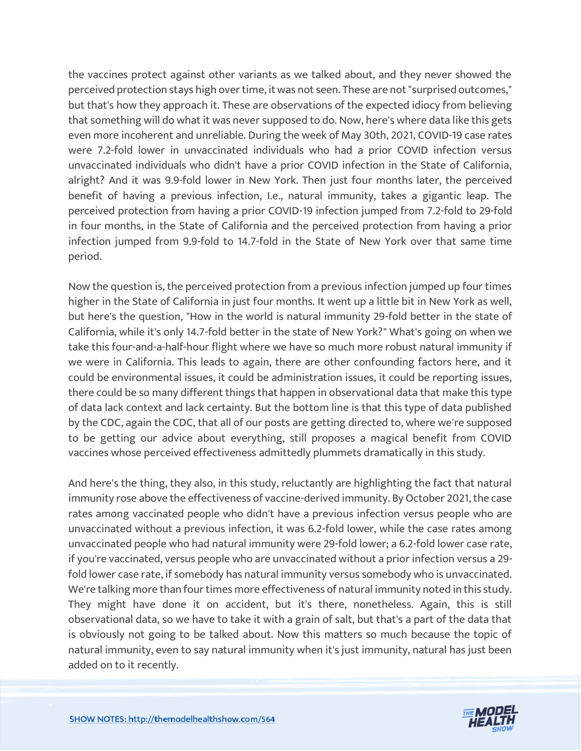the vaccines protect against other variants as we talked about, and they never showed the perceived protection stays high over time, it was not seen. These are not "surprised outcomes," but that's how they approach it. These are observations of the expected idiocy from believing that something will do what it was never supposed to do. Now, here's where data like this gets even more incoherent and unreliable. During the week of May 30th, 2021, COVID-19 case rates were 7.2-fold lower in unvaccinated individuals who had a prior COVID infection versus unvaccinated individuals who didn't have a prior COVID infection in the State of California, alright? And it was 9.9-fold lower in New York. Then just four months later, the perceived benefit of having a previous infection, I.e., natural immunity, takes a gigantic leap. The perceived protection from having a prior COVID-19 infection jumped from 7.2-fold to 29-fold in four months, in the State of California and the perceived protection from having a prior infection jumped from 9.9-fold to 14.7-fold in the State of New York over that same time period.

Now the question is, the perceived protection from a previous infection jumped up four times higher in the State of California in just four months. It went up a little bit in New York as well, but here's the question, "How in the world is natural immunity 29-fold better in the state of California, while it's only 14.7-fold better in the state of New York?" What's going on when we take this four-and-a-half-hour flight where we have so much more robust natural immunity if we were in California. This leads to again, there are other confounding factors here, and it could be environmental issues, it could be administration issues, it could be reporting issues, there could be so many different things that happen in observational data that make this type of data lack context and lack certainty. But the bottom line is that this type of data published by the CDC, again the CDC, that all of our posts are getting directed to, where we're supposed to be getting our advice about everything, still proposes a magical benefit from COVID vaccines whose perceived effectiveness admittedly plummets dramatically in this study.

And here's the thing, they also, in this study, reluctantly are highlighting the fact that natural immunity rose above the effectiveness of vaccine-derived immunity. By October 2021, the case rates among vaccinated people who didn't have a previous infection versus people who are unvaccinated without a previous infection, it was 6.2-fold lower, while the case rates among unvaccinated people who had natural immunity were 29-fold lower; a 6.2-fold lower case rate, if you're vaccinated, versus people who are unvaccinated without a prior infection versus a 29-fold lower case rate, if somebody has natural immunity versus somebody who is unvaccinated. We're talking more than four times more effectiveness of natural immunity noted in this study. They might have done it on accident, but it's there, nonetheless. Again, this is still observational data, so we have to take it with a grain of salt, but that's a part of the data that is obviously not going to be talked about. Now this matters so much because the topic of natural immunity, even to say natural immunity when it's just immunity, natural has just been added on to it recently.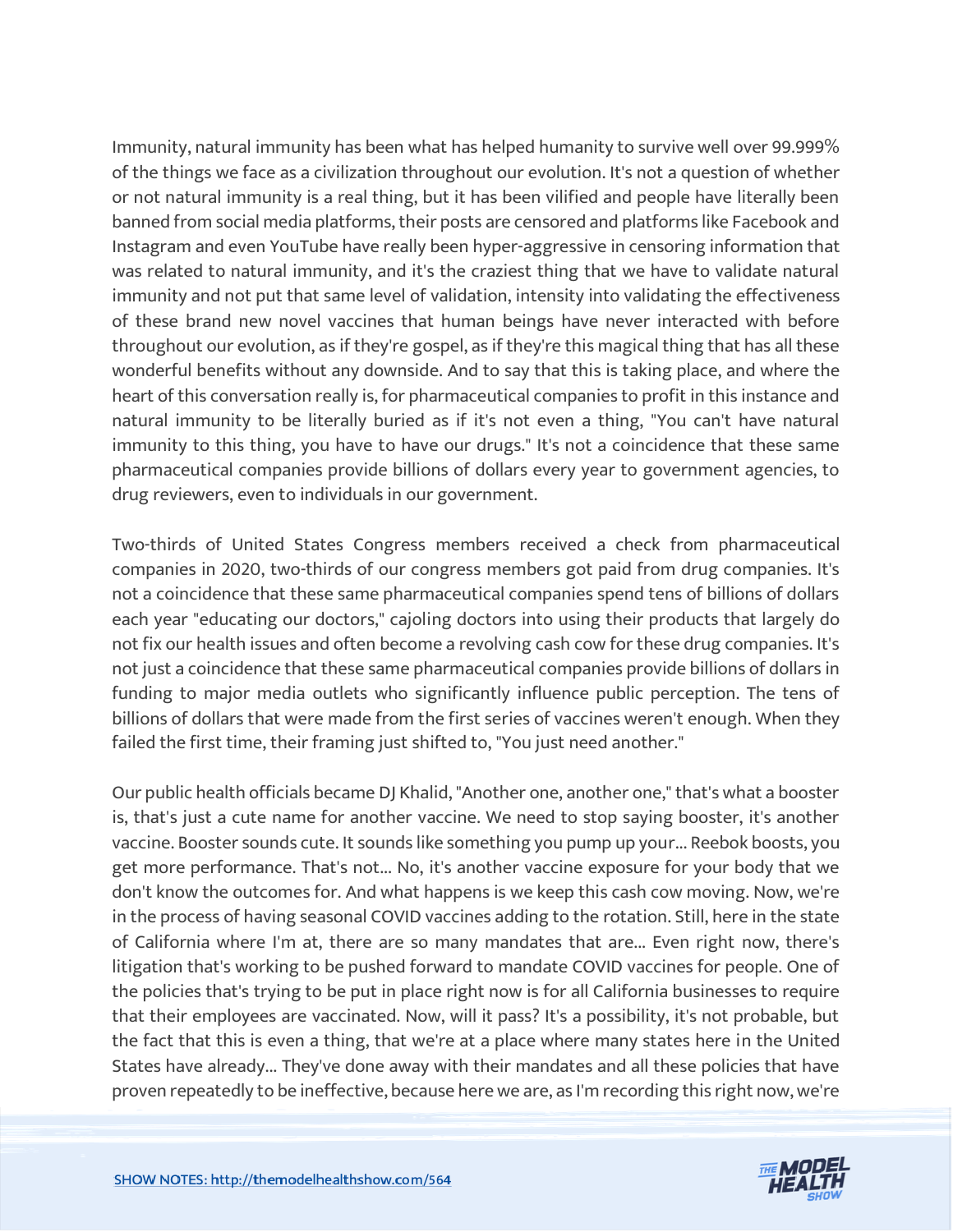Immunity, natural immunity has been what has helped humanity to survive well over 99.999% of the things we face as a civilization throughout our evolution. It's not a question of whether or not natural immunity is a real thing, but it has been vilified and people have literally been banned from social media platforms, their posts are censored and platforms like Facebook and Instagram and even YouTube have really been hyper-aggressive in censoring information that was related to natural immunity, and it's the craziest thing that we have to validate natural immunity and not put that same level of validation, intensity into validating the effectiveness of these brand new novel vaccines that human beings have never interacted with before throughout our evolution, as if they're gospel, as if they're this magical thing that has all these wonderful benefits without any downside. And to say that this is taking place, and where the heart of this conversation really is, for pharmaceutical companies to profit in this instance and natural immunity to be literally buried as if it's not even a thing, "You can't have natural immunity to this thing, you have to have our drugs." It's not a coincidence that these same pharmaceutical companies provide billions of dollars every year to government agencies, to drug reviewers, even to individuals in our government.

Two-thirds of United States Congress members received a check from pharmaceutical companies in 2020, two-thirds of our congress members got paid from drug companies. It's not a coincidence that these same pharmaceutical companies spend tens of billions of dollars each year "educating our doctors," cajoling doctors into using their products that largely do not fix our health issues and often become a revolving cash cow for these drug companies. It's not just a coincidence that these same pharmaceutical companies provide billions of dollars in funding to major media outlets who significantly influence public perception. The tens of billions of dollars that were made from the first series of vaccines weren't enough. When they failed the first time, their framing just shifted to, "You just need another."

Our public health officials became DJ Khalid, "Another one, another one," that's what a booster is, that's just a cute name for another vaccine. We need to stop saying booster, it's another vaccine. Booster sounds cute. It sounds like something you pump up your... Reebok boosts, you get more performance. That's not... No, it's another vaccine exposure for your body that we don't know the outcomes for. And what happens is we keep this cash cow moving. Now, we're in the process of having seasonal COVID vaccines adding to the rotation. Still, here in the state of California where I'm at, there are so many mandates that are... Even right now, there's litigation that's working to be pushed forward to mandate COVID vaccines for people. One of the policies that's trying to be put in place right now is for all California businesses to require that their employees are vaccinated. Now, will it pass? It's a possibility, it's not probable, but the fact that this is even a thing, that we're at a place where many states here in the United States have already... They've done away with their mandates and all these policies that have proven repeatedly to be ineffective, because here we are, as I'm recording this right now, we're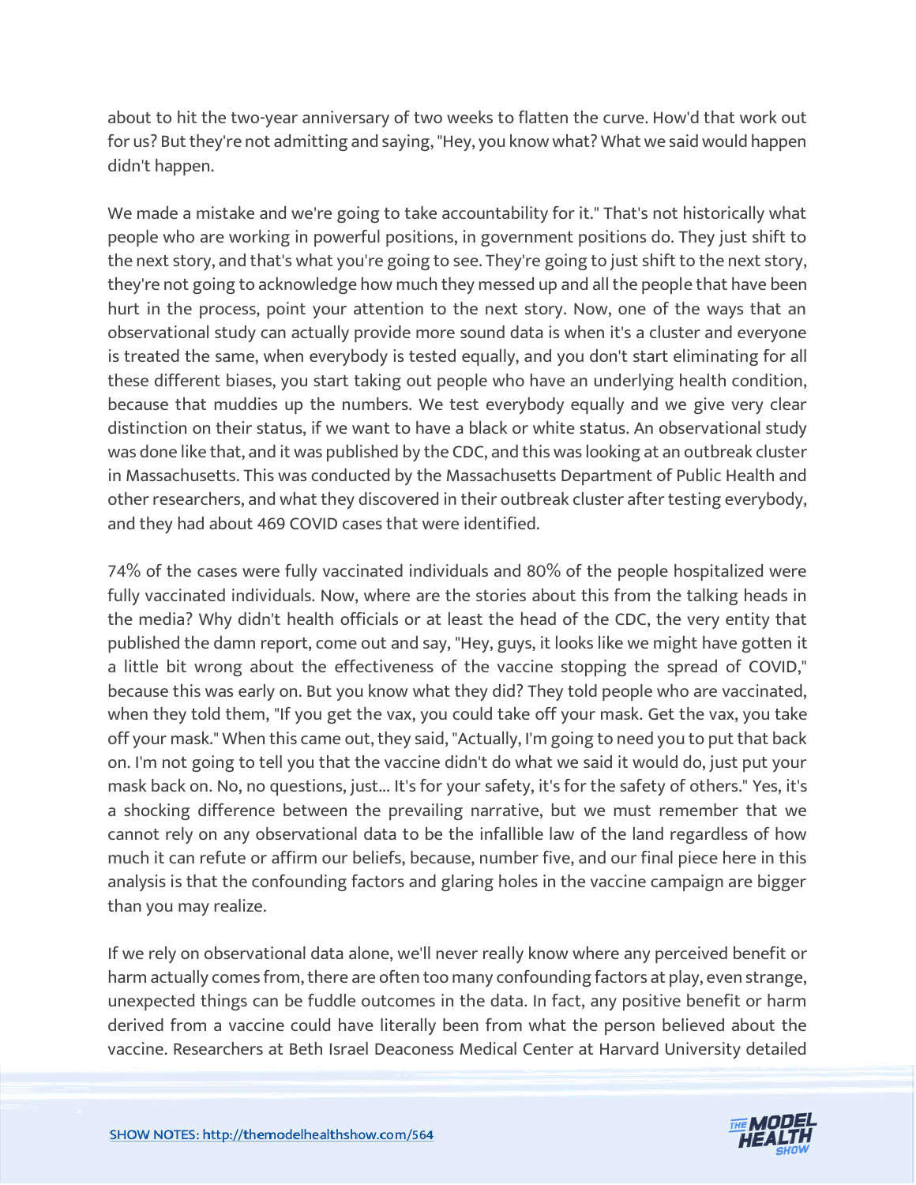about to hit the two-year anniversary of two weeks to flatten the curve. How'd that work out for us? But they're not admitting and saying, "Hey, you know what? What we said would happen didn't happen.

We made a mistake and we're going to take accountability for it." That's not historically what people who are working in powerful positions, in government positions do. They just shift to the next story, and that's what you're going to see. They're going to just shift to the next story, they're not going to acknowledge how much they messed up and all the people that have been hurt in the process, point your attention to the next story. Now, one of the ways that an observational study can actually provide more sound data is when it's a cluster and everyone is treated the same, when everybody is tested equally, and you don't start eliminating for all these different biases, you start taking out people who have an underlying health condition, because that muddies up the numbers. We test everybody equally and we give very clear distinction on their status, if we want to have a black or white status. An observational study was done like that, and it was published by the CDC, and this was looking at an outbreak cluster in Massachusetts. This was conducted by the Massachusetts Department of Public Health and other researchers, and what they discovered in their outbreak cluster after testing everybody, and they had about 469 COVID cases that were identified.

74% of the cases were fully vaccinated individuals and 80% of the people hospitalized were fully vaccinated individuals. Now, where are the stories about this from the talking heads in the media? Why didn't health officials or at least the head of the CDC, the very entity that published the damn report, come out and say, "Hey, guys, it looks like we might have gotten it a little bit wrong about the effectiveness of the vaccine stopping the spread of COVID," because this was early on. But you know what they did? They told people who are vaccinated, when they told them, "If you get the vax, you could take off your mask. Get the vax, you take off your mask." When this came out, they said, "Actually, I'm going to need you to put that back on. I'm not going to tell you that the vaccine didn't do what we said it would do, just put your mask back on. No, no questions, just... It's for your safety, it's for the safety of others." Yes, it's a shocking difference between the prevailing narrative, but we must remember that we cannot rely on any observational data to be the infallible law of the land regardless of how much it can refute or affirm our beliefs, because, number five, and our final piece here in this analysis is that the confounding factors and glaring holes in the vaccine campaign are bigger than you may realize.

If we rely on observational data alone, we'll never really know where any perceived benefit or harm actually comes from, there are often too many confounding factors at play, even strange, unexpected things can be fuddle outcomes in the data. In fact, any positive benefit or harm derived from a vaccine could have literally been from what the person believed about the vaccine. Researchers at Beth Israel Deaconess Medical Center at Harvard University detailed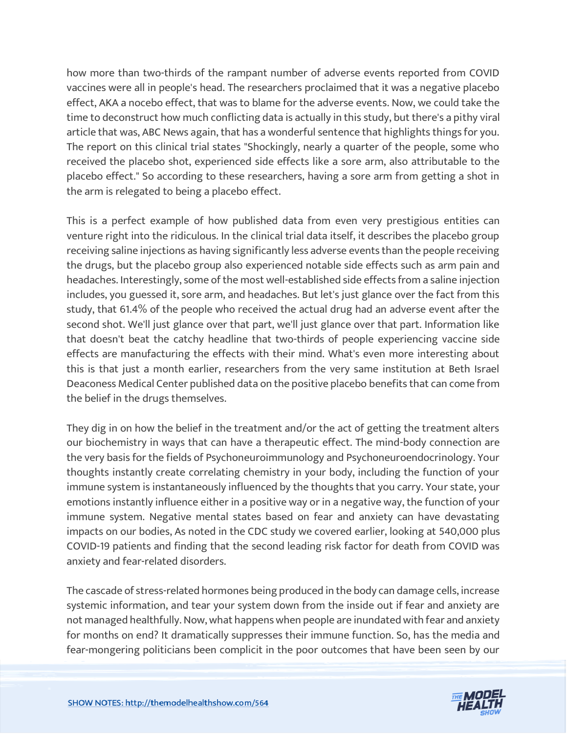how more than two-thirds of the rampant number of adverse events reported from COVID vaccines were all in people's head. The researchers proclaimed that it was a negative placebo effect, AKA a nocebo effect, that was to blame for the adverse events. Now, we could take the time to deconstruct how much conflicting data is actually in this study, but there's a pithy viral article that was, ABC News again, that has a wonderful sentence that highlights things for you. The report on this clinical trial states "Shockingly, nearly a quarter of the people, some who received the placebo shot, experienced side effects like a sore arm, also attributable to the placebo effect." So according to these researchers, having a sore arm from getting a shot in the arm is relegated to being a placebo effect.

This is a perfect example of how published data from even very prestigious entities can venture right into the ridiculous. In the clinical trial data itself, it describes the placebo group receiving saline injections as having significantly less adverse events than the people receiving the drugs, but the placebo group also experienced notable side effects such as arm pain and headaches. Interestingly, some of the most well-established side effects from a saline injection includes, you guessed it, sore arm, and headaches. But let's just glance over the fact from this study, that 61.4% of the people who received the actual drug had an adverse event after the second shot. We'll just glance over that part, we'll just glance over that part. Information like that doesn't beat the catchy headline that two-thirds of people experiencing vaccine side effects are manufacturing the effects with their mind. What's even more interesting about this is that just a month earlier, researchers from the very same institution at Beth Israel Deaconess Medical Center published data on the positive placebo benefits that can come from the belief in the drugs themselves.

They dig in on how the belief in the treatment and/or the act of getting the treatment alters our biochemistry in ways that can have a therapeutic effect. The mind-body connection are the very basis for the fields of Psychoneuroimmunology and Psychoneuroendocrinology. Your thoughts instantly create correlating chemistry in your body, including the function of your immune system is instantaneously influenced by the thoughts that you carry. Your state, your emotions instantly influence either in a positive way or in a negative way, the function of your immune system. Negative mental states based on fear and anxiety can have devastating impacts on our bodies, As noted in the CDC study we covered earlier, looking at 540,000 plus COVID-19 patients and finding that the second leading risk factor for death from COVID was anxiety and fear-related disorders.

The cascade of stress-related hormones being produced in the body can damage cells, increase systemic information, and tear your system down from the inside out if fear and anxiety are not managed healthfully. Now, what happens when people are inundated with fear and anxiety for months on end? It dramatically suppresses their immune function. So, has the media and fear-mongering politicians been complicit in the poor outcomes that have been seen by our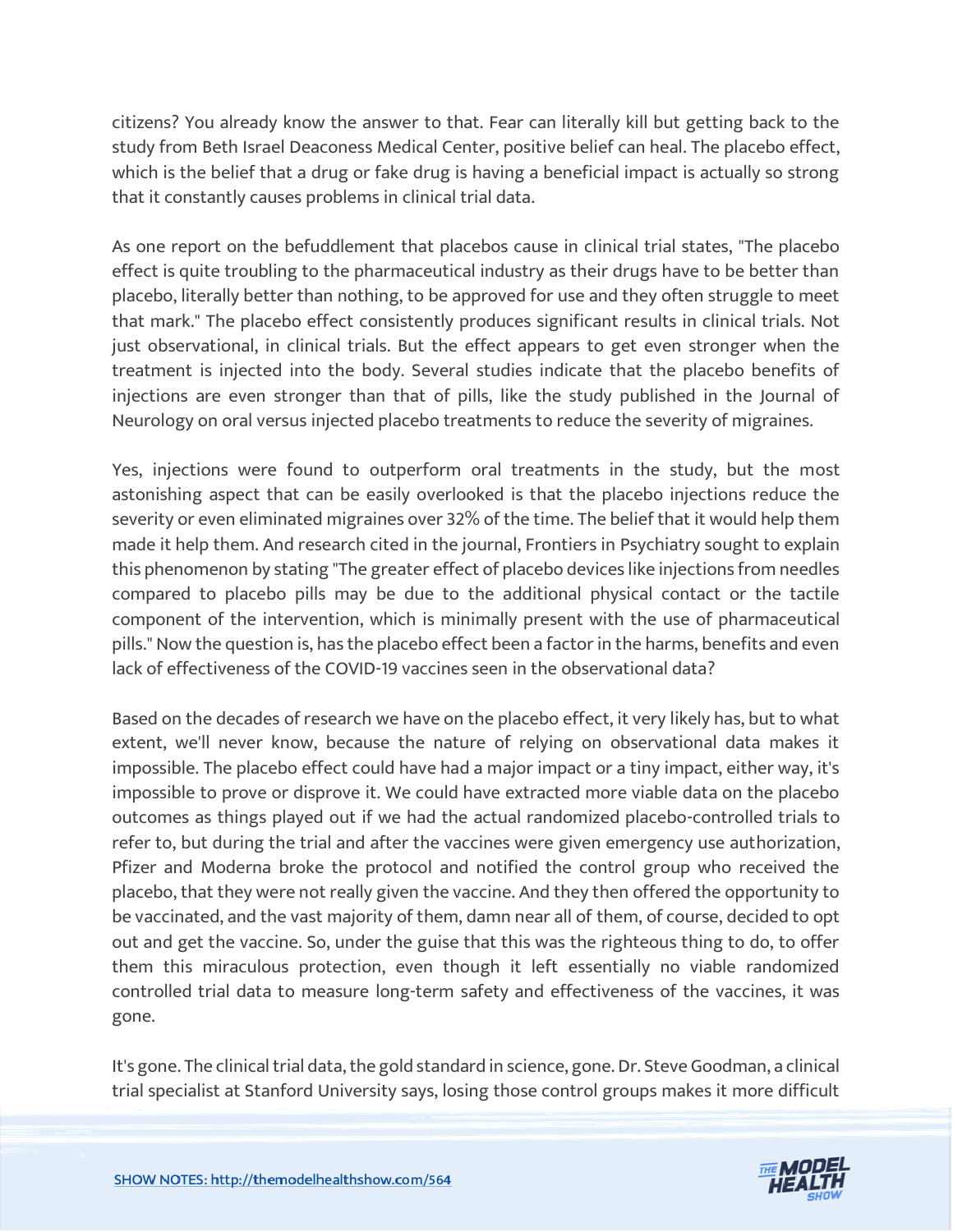citizens? You already know the answer to that. Fear can literally kill but getting back to the study from Beth Israel Deaconess Medical Center, positive belief can heal. The placebo effect, which is the belief that a drug or fake drug is having a beneficial impact is actually so strong that it constantly causes problems in clinical trial data.

As one report on the befuddlement that placebos cause in clinical trial states, "The placebo effect is quite troubling to the pharmaceutical industry as their drugs have to be better than placebo, literally better than nothing, to be approved for use and they often struggle to meet that mark." The placebo effect consistently produces significant results in clinical trials. Not just observational, in clinical trials. But the effect appears to get even stronger when the treatment is injected into the body. Several studies indicate that the placebo benefits of injections are even stronger than that of pills, like the study published in the Journal of Neurology on oral versus injected placebo treatments to reduce the severity of migraines.

Yes, injections were found to outperform oral treatments in the study, but the most astonishing aspect that can be easily overlooked is that the placebo injections reduce the severity or even eliminated migraines over 32% of the time. The belief that it would help them made it help them. And research cited in the journal, Frontiers in Psychiatry sought to explain this phenomenon by stating "The greater effect of placebo devices like injections from needles compared to placebo pills may be due to the additional physical contact or the tactile component of the intervention, which is minimally present with the use of pharmaceutical pills." Now the question is, has the placebo effect been a factor in the harms, benefits and even lack of effectiveness of the COVID-19 vaccines seen in the observational data?

Based on the decades of research we have on the placebo effect, it very likely has, but to what extent, we'll never know, because the nature of relying on observational data makes it impossible. The placebo effect could have had a major impact or a tiny impact, either way, it's impossible to prove or disprove it. We could have extracted more viable data on the placebo outcomes as things played out if we had the actual randomized placebo-controlled trials to refer to, but during the trial and after the vaccines were given emergency use authorization, Pfizer and Moderna broke the protocol and notified the control group who received the placebo, that they were not really given the vaccine. And they then offered the opportunity to be vaccinated, and the vast majority of them, damn near all of them, of course, decided to opt out and get the vaccine. So, under the guise that this was the righteous thing to do, to offer them this miraculous protection, even though it left essentially no viable randomized controlled trial data to measure long-term safety and effectiveness of the vaccines, it was gone.

It's gone. The clinical trial data, the gold standard in science, gone. Dr. Steve Goodman, a clinical trial specialist at Stanford University says, losing those control groups makes it more difficult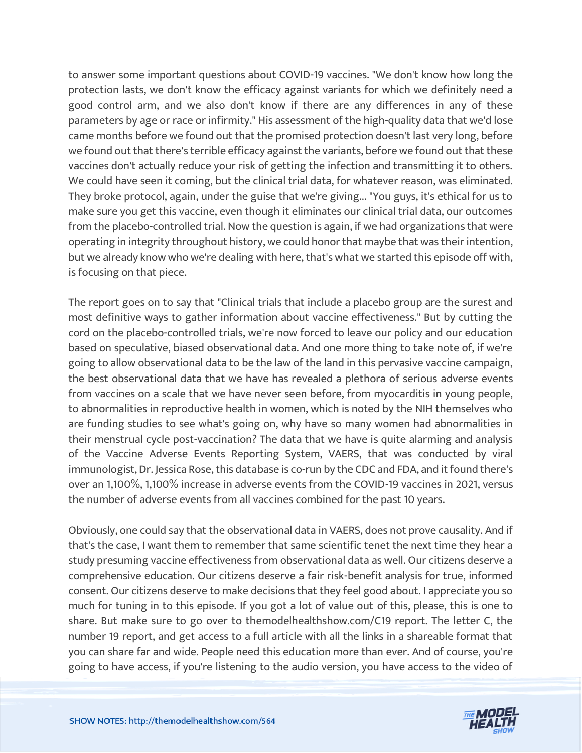to answer some important questions about COVID-19 vaccines. "We don't know how long the protection lasts, we don't know the efficacy against variants for which we definitely need a good control arm, and we also don't know if there are any differences in any of these parameters by age or race or infirmity." His assessment of the high-quality data that we'd lose came months before we found out that the promised protection doesn't last very long, before we found out that there's terrible efficacy against the variants, before we found out that these vaccines don't actually reduce your risk of getting the infection and transmitting it to others. We could have seen it coming, but the clinical trial data, for whatever reason, was eliminated. They broke protocol, again, under the guise that we're giving... "You guys, it's ethical for us to make sure you get this vaccine, even though it eliminates our clinical trial data, our outcomes from the placebo-controlled trial. Now the question is again, if we had organizations that were operating in integrity throughout history, we could honor that maybe that was their intention, but we already know who we're dealing with here, that's what we started this episode off with, is focusing on that piece.

The report goes on to say that "Clinical trials that include a placebo group are the surest and most definitive ways to gather information about vaccine effectiveness." But by cutting the cord on the placebo-controlled trials, we're now forced to leave our policy and our education based on speculative, biased observational data. And one more thing to take note of, if we're going to allow observational data to be the law of the land in this pervasive vaccine campaign, the best observational data that we have has revealed a plethora of serious adverse events from vaccines on a scale that we have never seen before, from myocarditis in young people, to abnormalities in reproductive health in women, which is noted by the NIH themselves who are funding studies to see what's going on, why have so many women had abnormalities in their menstrual cycle post-vaccination? The data that we have is quite alarming and analysis of the Vaccine Adverse Events Reporting System, VAERS, that was conducted by viral immunologist, Dr. Jessica Rose, this database is co-run by the CDC and FDA, and it found there's over an 1,100%, 1,100% increase in adverse events from the COVID-19 vaccines in 2021, versus the number of adverse events from all vaccines combined for the past 10 years.

Obviously, one could say that the observational data in VAERS, does not prove causality. And if that's the case, I want them to remember that same scientific tenet the next time they hear a study presuming vaccine effectiveness from observational data as well. Our citizens deserve a comprehensive education. Our citizens deserve a fair risk-benefit analysis for true, informed consent. Our citizens deserve to make decisions that they feel good about. I appreciate you so much for tuning in to this episode. If you got a lot of value out of this, please, this is one to share. But make sure to go over to themodelhealthshow.com/C19 report. The letter C, the number 19 report, and get access to a full article with all the links in a shareable format that you can share far and wide. People need this education more than ever. And of course, you're going to have access, if you're listening to the audio version, you have access to the video of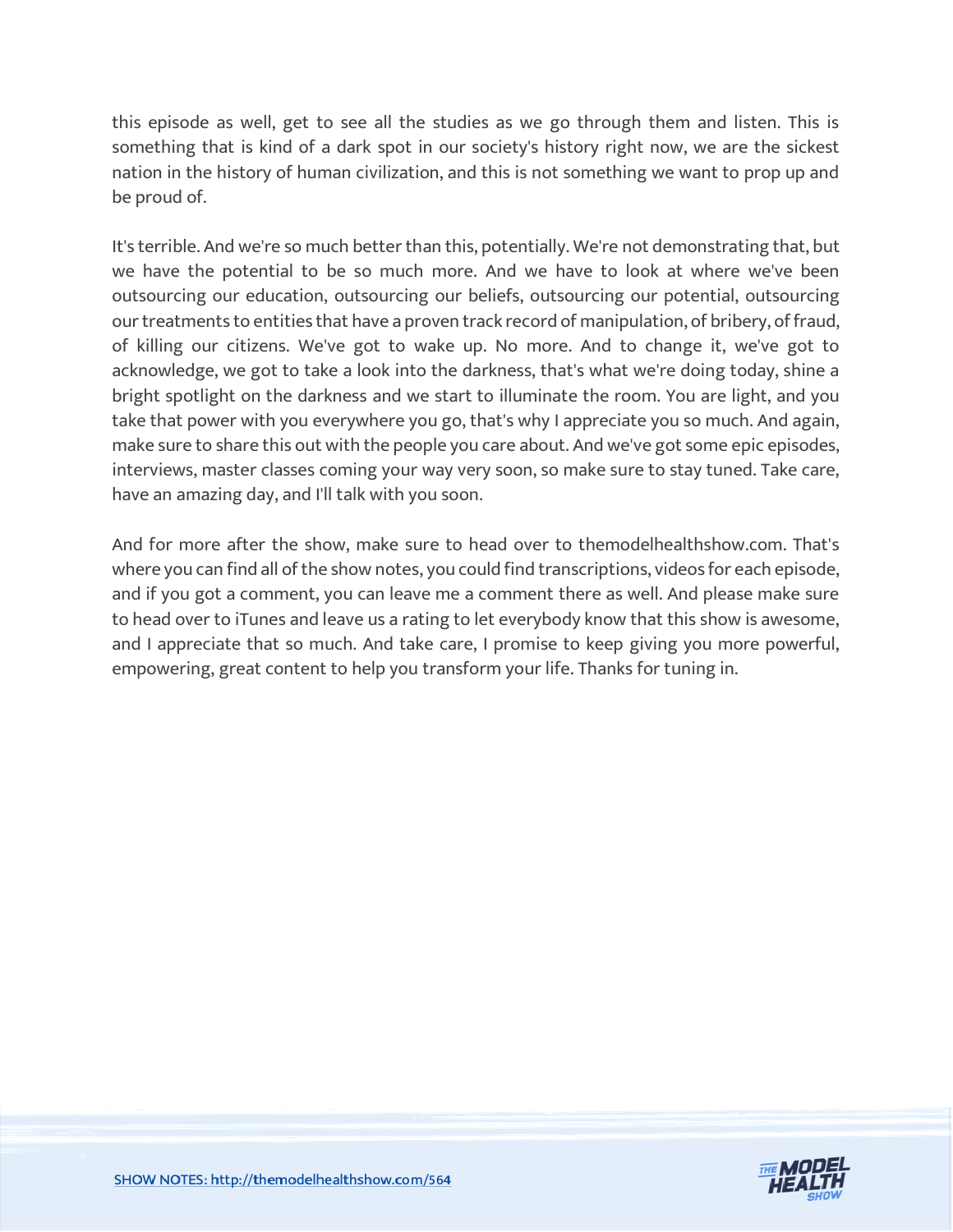this episode as well, get to see all the studies as we go through them and listen. This is something that is kind of a dark spot in our society's history right now, we are the sickest nation in the history of human civilization, and this is not something we want to prop up and be proud of.

It's terrible. And we're so much better than this, potentially. We're not demonstrating that, but we have the potential to be so much more. And we have to look at where we've been outsourcing our education, outsourcing our beliefs, outsourcing our potential, outsourcing our treatments to entities that have a proven track record of manipulation, of bribery, of fraud, of killing our citizens. We've got to wake up. No more. And to change it, we've got to acknowledge, we got to take a look into the darkness, that's what we're doing today, shine a bright spotlight on the darkness and we start to illuminate the room. You are light, and you take that power with you everywhere you go, that's why I appreciate you so much. And again, make sure to share this out with the people you care about. And we've got some epic episodes, interviews, master classes coming your way very soon, so make sure to stay tuned. Take care, have an amazing day, and I'll talk with you soon.

And for more after the show, make sure to head over to themodelhealthshow.com. That's where you can find all of the show notes, you could find transcriptions, videos for each episode, and if you got a comment, you can leave me a comment there as well. And please make sure to head over to iTunes and leave us a rating to let everybody know that this show is awesome, and I appreciate that so much. And take care, I promise to keep giving you more powerful, empowering, great content to help you transform your life. Thanks for tuning in.